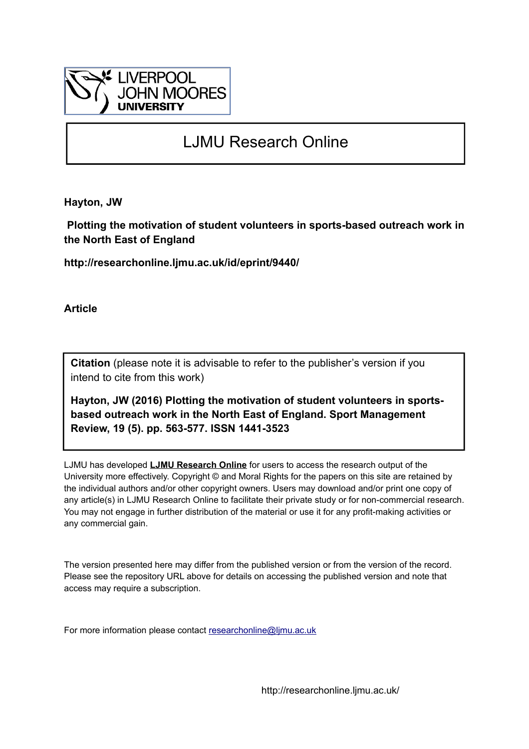LIVERPOOL JOHN MOORES UNIVERSITY

# LJMU Research Online

**Hayton, JW**

**Plotting the motivation of student volunteers in sports-based outreach work in the North East of England**

**http://researchonline.ljmu.ac.uk/id/eprint/9440/**

**Article**

**Citation** (please note it is advisable to refer to the publisher's version if you intend to cite from this work)

**Hayton, JW (2016) Plotting the motivation of student volunteers in sports-based outreach work in the North East of England. Sport Management Review, 19 (5). pp. 563-577. ISSN 1441-3523**

LJMU has developed **LJMU Research Online** for users to access the research output of the University more effectively. Copyright © and Moral Rights for the papers on this site are retained by the individual authors and/or other copyright owners. Users may download and/or print one copy of any article(s) in LJMU Research Online to facilitate their private study or for non-commercial research. You may not engage in further distribution of the material or use it for any profit-making activities or any commercial gain.

The version presented here may differ from the published version or from the version of the record. Please see the repository URL above for details on accessing the published version and note that access may require a subscription.

For more information please contact researchonline@ljmu.ac.uk

http://researchonline.ljmu.ac.uk/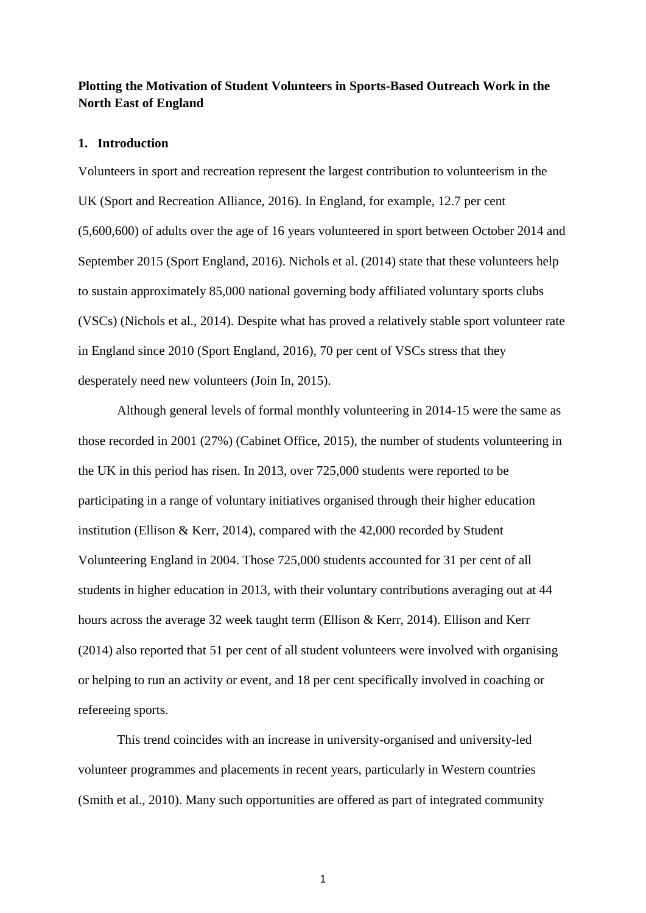**Plotting the Motivation of Student Volunteers in Sports-Based Outreach Work in the North East of England**

## 1. Introduction

Volunteers in sport and recreation represent the largest contribution to volunteerism in the UK (Sport and Recreation Alliance, 2016). In England, for example, 12.7 per cent (5,600,600) of adults over the age of 16 years volunteered in sport between October 2014 and September 2015 (Sport England, 2016). Nichols et al. (2014) state that these volunteers help to sustain approximately 85,000 national governing body affiliated voluntary sports clubs (VSCs) (Nichols et al., 2014). Despite what has proved a relatively stable sport volunteer rate in England since 2010 (Sport England, 2016), 70 per cent of VSCs stress that they desperately need new volunteers (Join In, 2015).

Although general levels of formal monthly volunteering in 2014-15 were the same as those recorded in 2001 (27%) (Cabinet Office, 2015), the number of students volunteering in the UK in this period has risen. In 2013, over 725,000 students were reported to be participating in a range of voluntary initiatives organised through their higher education institution (Ellison & Kerr, 2014), compared with the 42,000 recorded by Student Volunteering England in 2004. Those 725,000 students accounted for 31 per cent of all students in higher education in 2013, with their voluntary contributions averaging out at 44 hours across the average 32 week taught term (Ellison & Kerr, 2014). Ellison and Kerr (2014) also reported that 51 per cent of all student volunteers were involved with organising or helping to run an activity or event, and 18 per cent specifically involved in coaching or refereeing sports.

This trend coincides with an increase in university-organised and university-led volunteer programmes and placements in recent years, particularly in Western countries (Smith et al., 2010). Many such opportunities are offered as part of integrated community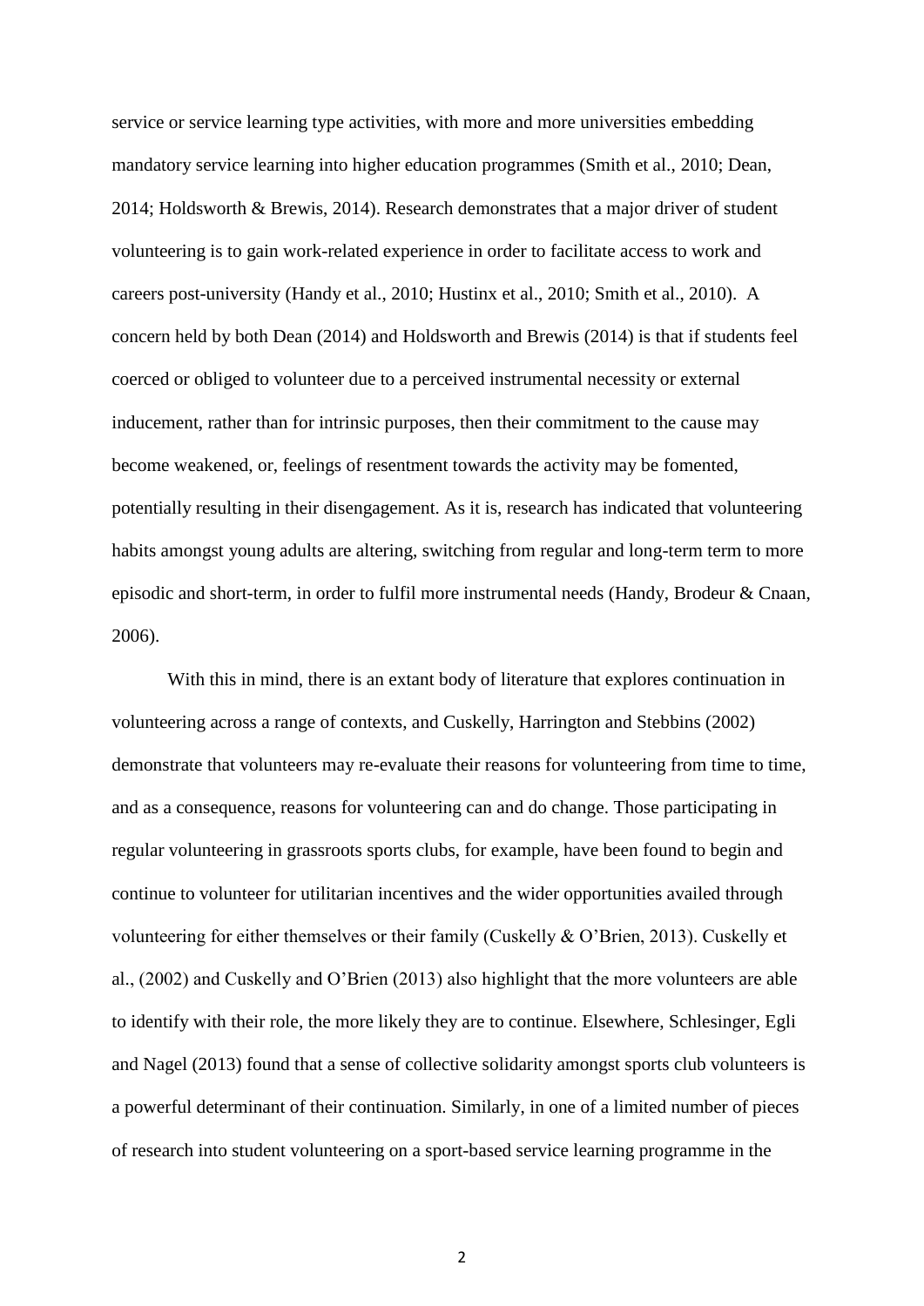service or service learning type activities, with more and more universities embedding mandatory service learning into higher education programmes (Smith et al., 2010; Dean, 2014; Holdsworth & Brewis, 2014). Research demonstrates that a major driver of student volunteering is to gain work-related experience in order to facilitate access to work and careers post-university (Handy et al., 2010; Hustinx et al., 2010; Smith et al., 2010). A concern held by both Dean (2014) and Holdsworth and Brewis (2014) is that if students feel coerced or obliged to volunteer due to a perceived instrumental necessity or external inducement, rather than for intrinsic purposes, then their commitment to the cause may become weakened, or, feelings of resentment towards the activity may be fomented, potentially resulting in their disengagement. As it is, research has indicated that volunteering habits amongst young adults are altering, switching from regular and long-term term to more episodic and short-term, in order to fulfil more instrumental needs (Handy, Brodeur & Cnaan, 2006).

With this in mind, there is an extant body of literature that explores continuation in volunteering across a range of contexts, and Cuskelly, Harrington and Stebbins (2002) demonstrate that volunteers may re-evaluate their reasons for volunteering from time to time, and as a consequence, reasons for volunteering can and do change. Those participating in regular volunteering in grassroots sports clubs, for example, have been found to begin and continue to volunteer for utilitarian incentives and the wider opportunities availed through volunteering for either themselves or their family (Cuskelly & O'Brien, 2013). Cuskelly et al., (2002) and Cuskelly and O'Brien (2013) also highlight that the more volunteers are able to identify with their role, the more likely they are to continue. Elsewhere, Schlesinger, Egli and Nagel (2013) found that a sense of collective solidarity amongst sports club volunteers is a powerful determinant of their continuation. Similarly, in one of a limited number of pieces of research into student volunteering on a sport-based service learning programme in the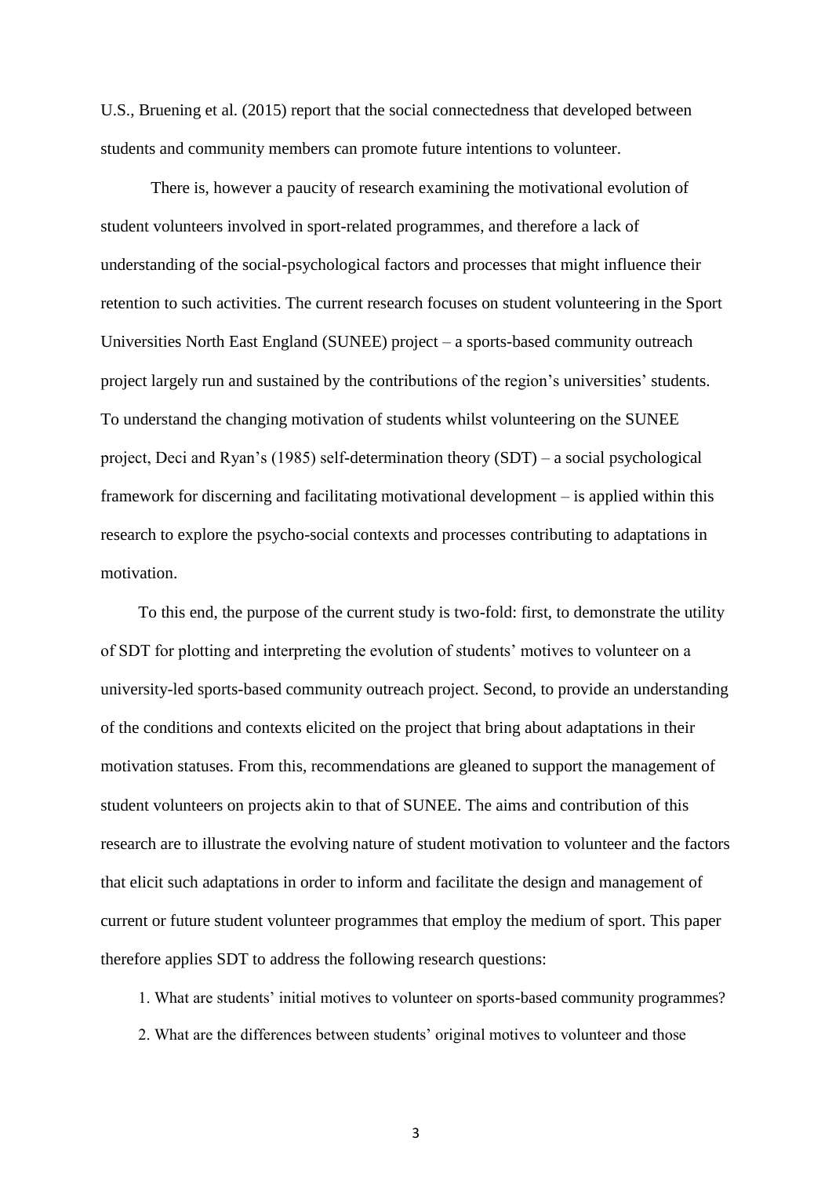U.S., Bruening et al. (2015) report that the social connectedness that developed between students and community members can promote future intentions to volunteer.

There is, however a paucity of research examining the motivational evolution of student volunteers involved in sport-related programmes, and therefore a lack of understanding of the social-psychological factors and processes that might influence their retention to such activities. The current research focuses on student volunteering in the Sport Universities North East England (SUNEE) project – a sports-based community outreach project largely run and sustained by the contributions of the region's universities' students. To understand the changing motivation of students whilst volunteering on the SUNEE project, Deci and Ryan's (1985) self-determination theory (SDT) – a social psychological framework for discerning and facilitating motivational development – is applied within this research to explore the psycho-social contexts and processes contributing to adaptations in motivation.

To this end, the purpose of the current study is two-fold: first, to demonstrate the utility of SDT for plotting and interpreting the evolution of students' motives to volunteer on a university-led sports-based community outreach project. Second, to provide an understanding of the conditions and contexts elicited on the project that bring about adaptations in their motivation statuses. From this, recommendations are gleaned to support the management of student volunteers on projects akin to that of SUNEE. The aims and contribution of this research are to illustrate the evolving nature of student motivation to volunteer and the factors that elicit such adaptations in order to inform and facilitate the design and management of current or future student volunteer programmes that employ the medium of sport. This paper therefore applies SDT to address the following research questions:

1. What are students' initial motives to volunteer on sports-based community programmes?
2. What are the differences between students' original motives to volunteer and those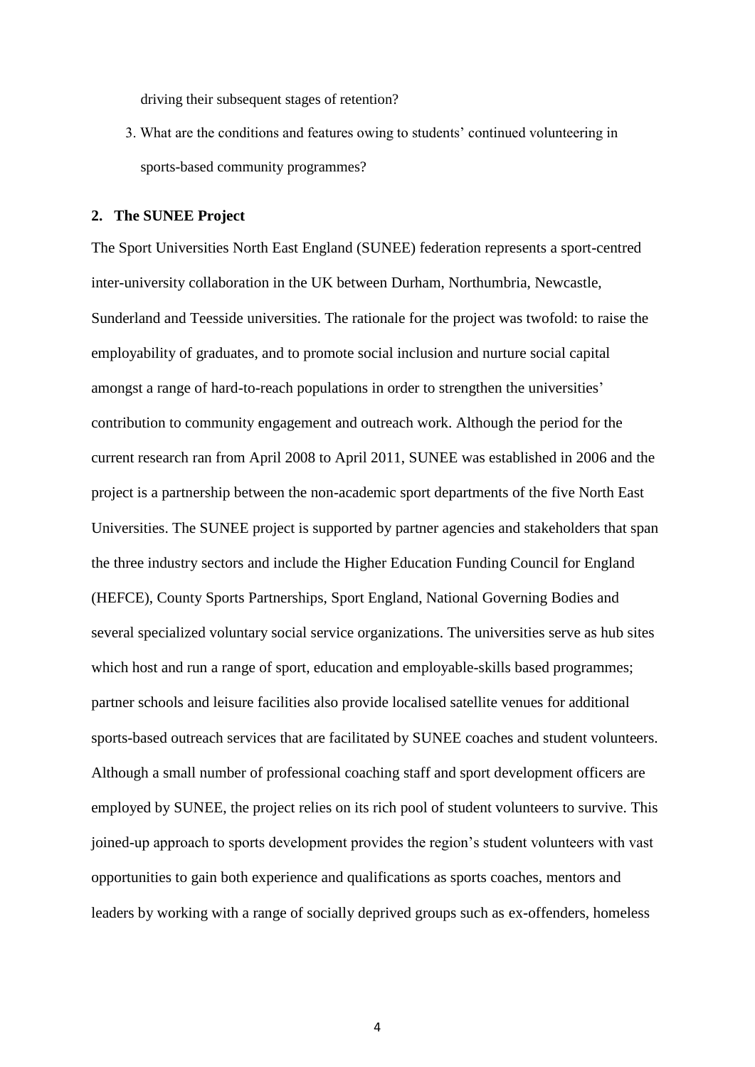driving their subsequent stages of retention?

3. What are the conditions and features owing to students' continued volunteering in sports-based community programmes?

## 2. The SUNEE Project

The Sport Universities North East England (SUNEE) federation represents a sport-centred inter-university collaboration in the UK between Durham, Northumbria, Newcastle, Sunderland and Teesside universities. The rationale for the project was twofold: to raise the employability of graduates, and to promote social inclusion and nurture social capital amongst a range of hard-to-reach populations in order to strengthen the universities' contribution to community engagement and outreach work. Although the period for the current research ran from April 2008 to April 2011, SUNEE was established in 2006 and the project is a partnership between the non-academic sport departments of the five North East Universities. The SUNEE project is supported by partner agencies and stakeholders that span the three industry sectors and include the Higher Education Funding Council for England (HEFCE), County Sports Partnerships, Sport England, National Governing Bodies and several specialized voluntary social service organizations. The universities serve as hub sites which host and run a range of sport, education and employable-skills based programmes; partner schools and leisure facilities also provide localised satellite venues for additional sports-based outreach services that are facilitated by SUNEE coaches and student volunteers. Although a small number of professional coaching staff and sport development officers are employed by SUNEE, the project relies on its rich pool of student volunteers to survive. This joined-up approach to sports development provides the region's student volunteers with vast opportunities to gain both experience and qualifications as sports coaches, mentors and leaders by working with a range of socially deprived groups such as ex-offenders, homeless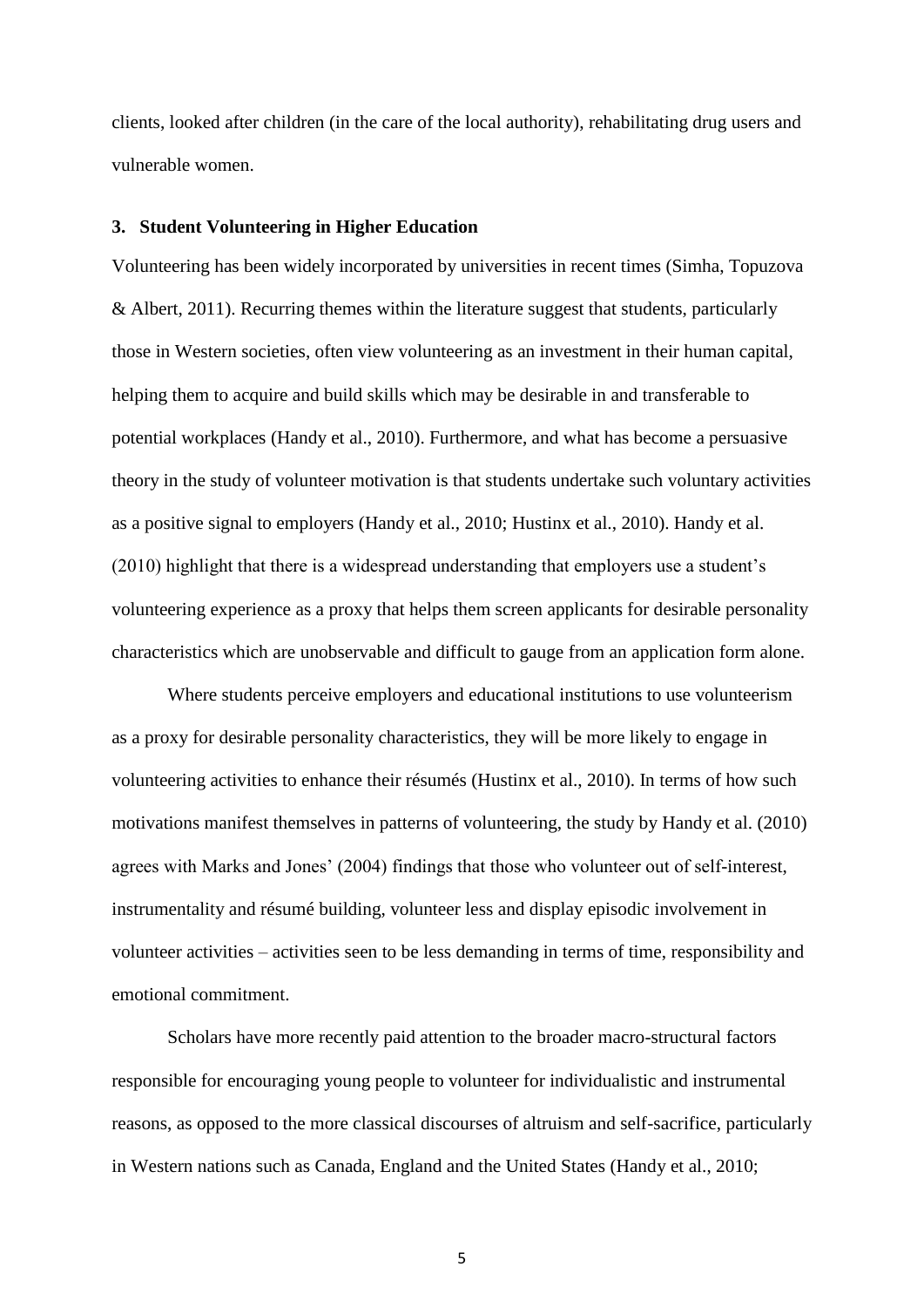clients, looked after children (in the care of the local authority), rehabilitating drug users and vulnerable women.

## 3. Student Volunteering in Higher Education

Volunteering has been widely incorporated by universities in recent times (Simha, Topuzova & Albert, 2011). Recurring themes within the literature suggest that students, particularly those in Western societies, often view volunteering as an investment in their human capital, helping them to acquire and build skills which may be desirable in and transferable to potential workplaces (Handy et al., 2010). Furthermore, and what has become a persuasive theory in the study of volunteer motivation is that students undertake such voluntary activities as a positive signal to employers (Handy et al., 2010; Hustinx et al., 2010). Handy et al. (2010) highlight that there is a widespread understanding that employers use a student's volunteering experience as a proxy that helps them screen applicants for desirable personality characteristics which are unobservable and difficult to gauge from an application form alone.

Where students perceive employers and educational institutions to use volunteerism as a proxy for desirable personality characteristics, they will be more likely to engage in volunteering activities to enhance their résumés (Hustinx et al., 2010). In terms of how such motivations manifest themselves in patterns of volunteering, the study by Handy et al. (2010) agrees with Marks and Jones' (2004) findings that those who volunteer out of self-interest, instrumentality and résumé building, volunteer less and display episodic involvement in volunteer activities – activities seen to be less demanding in terms of time, responsibility and emotional commitment.

Scholars have more recently paid attention to the broader macro-structural factors responsible for encouraging young people to volunteer for individualistic and instrumental reasons, as opposed to the more classical discourses of altruism and self-sacrifice, particularly in Western nations such as Canada, England and the United States (Handy et al., 2010;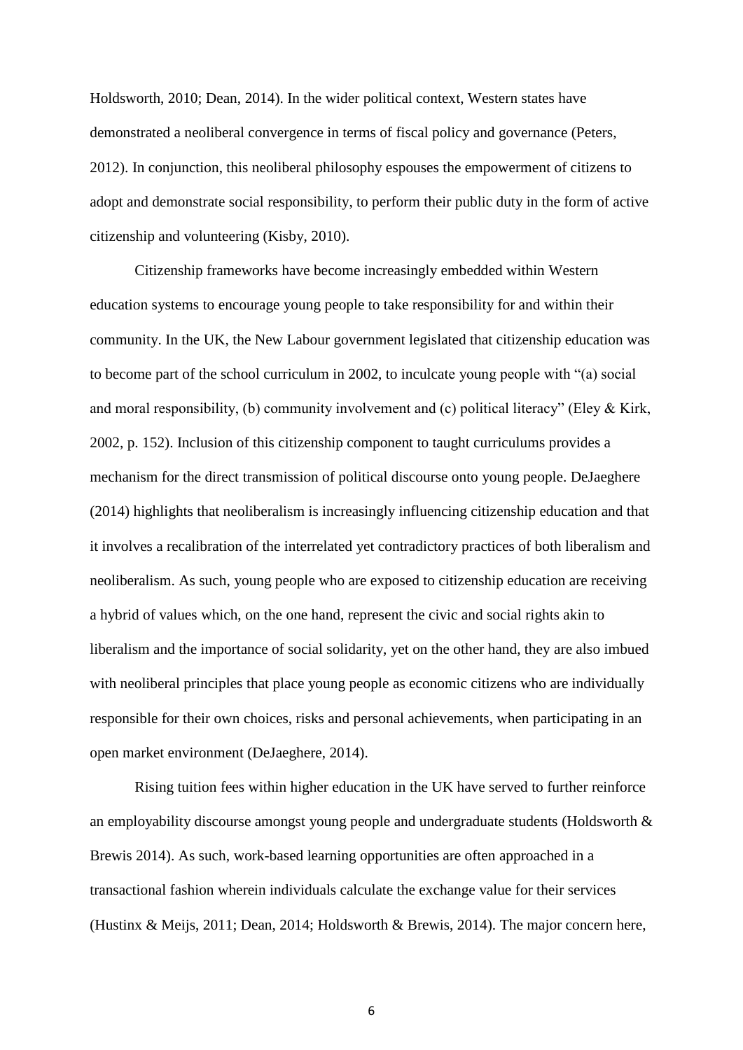Holdsworth, 2010; Dean, 2014). In the wider political context, Western states have demonstrated a neoliberal convergence in terms of fiscal policy and governance (Peters, 2012). In conjunction, this neoliberal philosophy espouses the empowerment of citizens to adopt and demonstrate social responsibility, to perform their public duty in the form of active citizenship and volunteering (Kisby, 2010).

Citizenship frameworks have become increasingly embedded within Western education systems to encourage young people to take responsibility for and within their community. In the UK, the New Labour government legislated that citizenship education was to become part of the school curriculum in 2002, to inculcate young people with "(a) social and moral responsibility, (b) community involvement and (c) political literacy" (Eley & Kirk, 2002, p. 152). Inclusion of this citizenship component to taught curriculums provides a mechanism for the direct transmission of political discourse onto young people. DeJaeghere (2014) highlights that neoliberalism is increasingly influencing citizenship education and that it involves a recalibration of the interrelated yet contradictory practices of both liberalism and neoliberalism. As such, young people who are exposed to citizenship education are receiving a hybrid of values which, on the one hand, represent the civic and social rights akin to liberalism and the importance of social solidarity, yet on the other hand, they are also imbued with neoliberal principles that place young people as economic citizens who are individually responsible for their own choices, risks and personal achievements, when participating in an open market environment (DeJaeghere, 2014).

Rising tuition fees within higher education in the UK have served to further reinforce an employability discourse amongst young people and undergraduate students (Holdsworth & Brewis 2014). As such, work-based learning opportunities are often approached in a transactional fashion wherein individuals calculate the exchange value for their services (Hustinx & Meijs, 2011; Dean, 2014; Holdsworth & Brewis, 2014). The major concern here,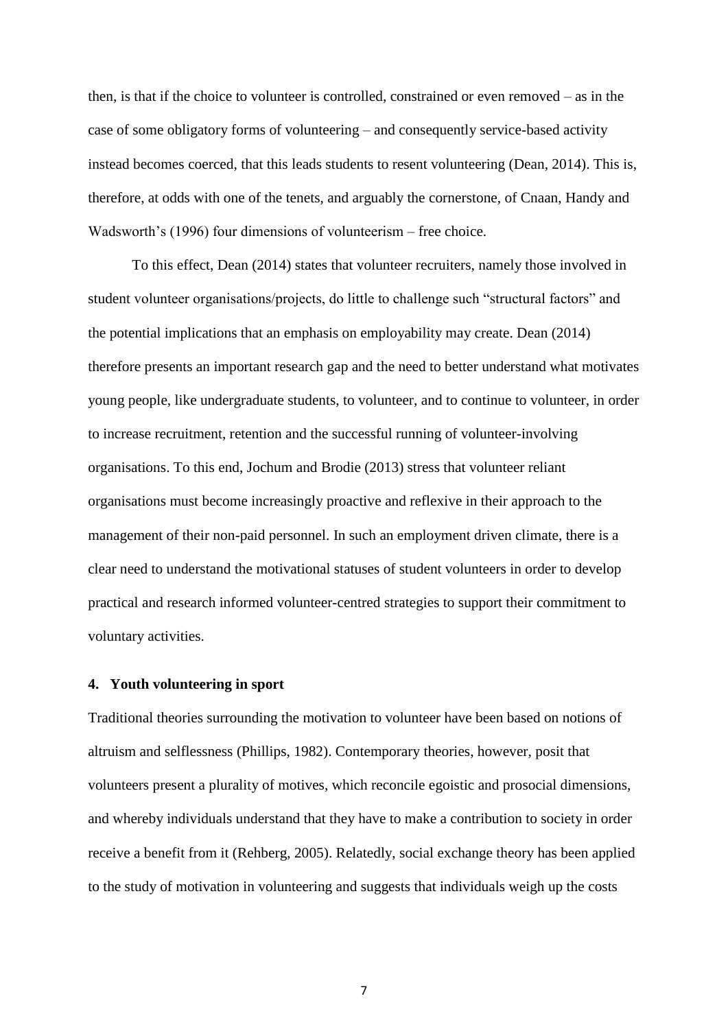then, is that if the choice to volunteer is controlled, constrained or even removed – as in the case of some obligatory forms of volunteering – and consequently service-based activity instead becomes coerced, that this leads students to resent volunteering (Dean, 2014). This is, therefore, at odds with one of the tenets, and arguably the cornerstone, of Cnaan, Handy and Wadsworth's (1996) four dimensions of volunteerism – free choice.

To this effect, Dean (2014) states that volunteer recruiters, namely those involved in student volunteer organisations/projects, do little to challenge such "structural factors" and the potential implications that an emphasis on employability may create. Dean (2014) therefore presents an important research gap and the need to better understand what motivates young people, like undergraduate students, to volunteer, and to continue to volunteer, in order to increase recruitment, retention and the successful running of volunteer-involving organisations. To this end, Jochum and Brodie (2013) stress that volunteer reliant organisations must become increasingly proactive and reflexive in their approach to the management of their non-paid personnel. In such an employment driven climate, there is a clear need to understand the motivational statuses of student volunteers in order to develop practical and research informed volunteer-centred strategies to support their commitment to voluntary activities.

## 4. Youth volunteering in sport

Traditional theories surrounding the motivation to volunteer have been based on notions of altruism and selflessness (Phillips, 1982). Contemporary theories, however, posit that volunteers present a plurality of motives, which reconcile egoistic and prosocial dimensions, and whereby individuals understand that they have to make a contribution to society in order receive a benefit from it (Rehberg, 2005). Relatedly, social exchange theory has been applied to the study of motivation in volunteering and suggests that individuals weigh up the costs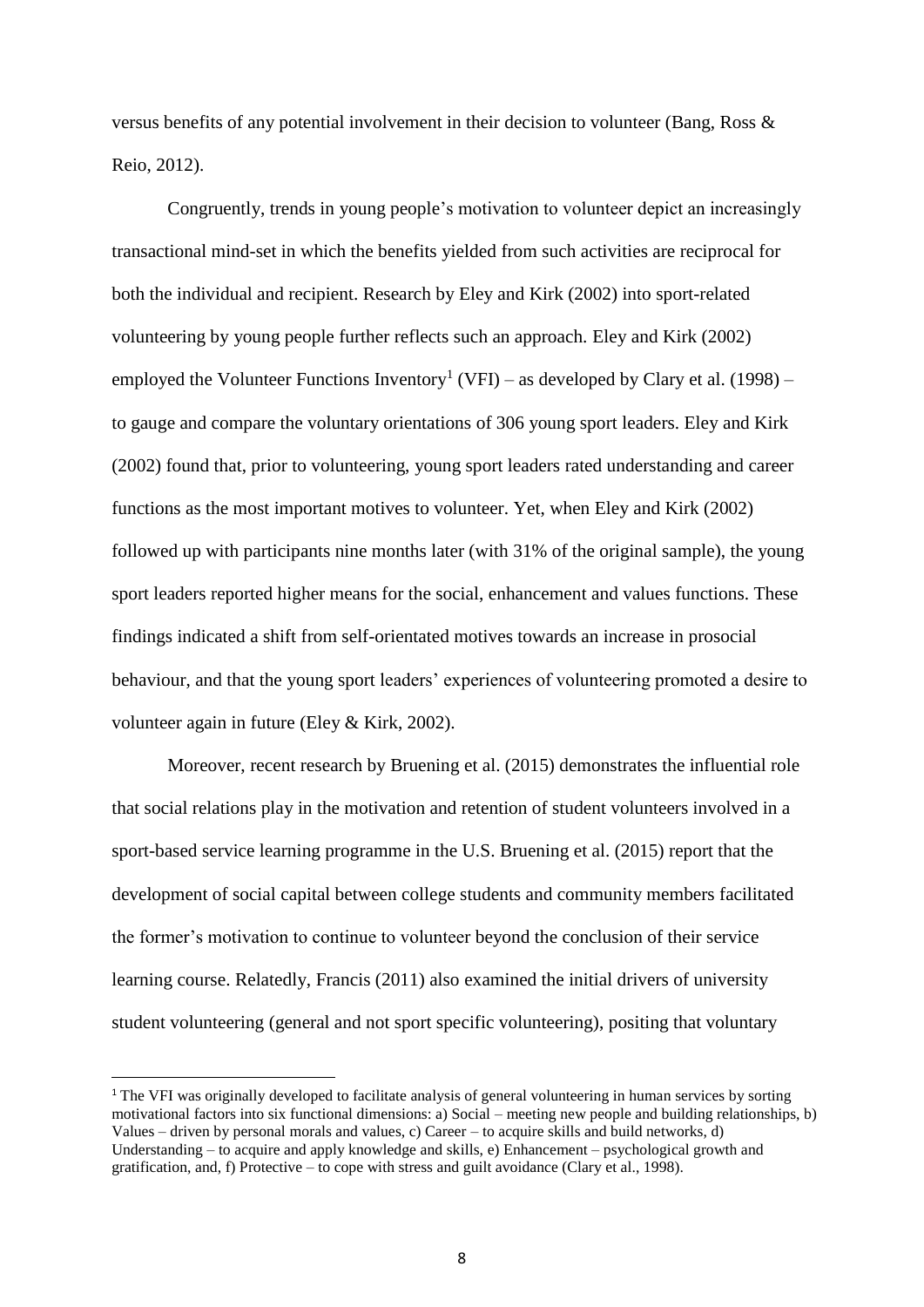versus benefits of any potential involvement in their decision to volunteer (Bang, Ross & Reio, 2012).

Congruently, trends in young people's motivation to volunteer depict an increasingly transactional mind-set in which the benefits yielded from such activities are reciprocal for both the individual and recipient. Research by Eley and Kirk (2002) into sport-related volunteering by young people further reflects such an approach. Eley and Kirk (2002) employed the Volunteer Functions Inventory[1] (VFI) – as developed by Clary et al. (1998) – to gauge and compare the voluntary orientations of 306 young sport leaders. Eley and Kirk (2002) found that, prior to volunteering, young sport leaders rated understanding and career functions as the most important motives to volunteer. Yet, when Eley and Kirk (2002) followed up with participants nine months later (with 31% of the original sample), the young sport leaders reported higher means for the social, enhancement and values functions. These findings indicated a shift from self-orientated motives towards an increase in prosocial behaviour, and that the young sport leaders' experiences of volunteering promoted a desire to volunteer again in future (Eley & Kirk, 2002).

Moreover, recent research by Bruening et al. (2015) demonstrates the influential role that social relations play in the motivation and retention of student volunteers involved in a sport-based service learning programme in the U.S. Bruening et al. (2015) report that the development of social capital between college students and community members facilitated the former's motivation to continue to volunteer beyond the conclusion of their service learning course. Relatedly, Francis (2011) also examined the initial drivers of university student volunteering (general and not sport specific volunteering), positing that voluntary

[1] The VFI was originally developed to facilitate analysis of general volunteering in human services by sorting motivational factors into six functional dimensions: a) Social – meeting new people and building relationships, b) Values – driven by personal morals and values, c) Career – to acquire skills and build networks, d) Understanding – to acquire and apply knowledge and skills, e) Enhancement – psychological growth and gratification, and, f) Protective – to cope with stress and guilt avoidance (Clary et al., 1998).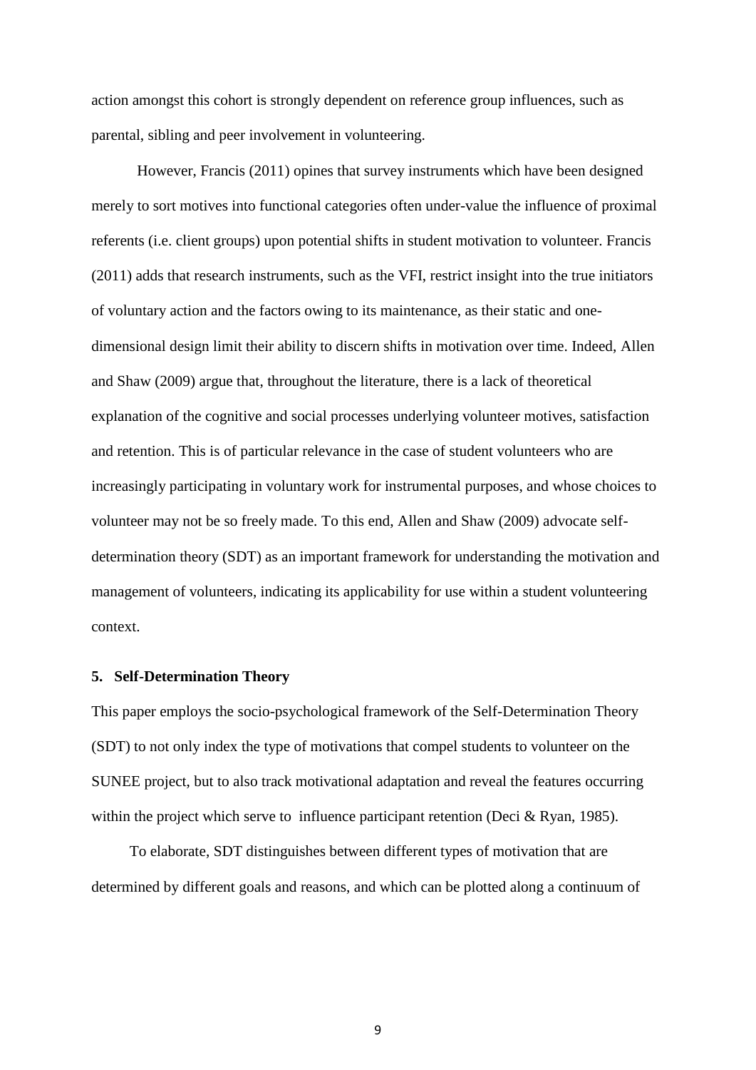action amongst this cohort is strongly dependent on reference group influences, such as parental, sibling and peer involvement in volunteering.

However, Francis (2011) opines that survey instruments which have been designed merely to sort motives into functional categories often under-value the influence of proximal referents (i.e. client groups) upon potential shifts in student motivation to volunteer. Francis (2011) adds that research instruments, such as the VFI, restrict insight into the true initiators of voluntary action and the factors owing to its maintenance, as their static and one-dimensional design limit their ability to discern shifts in motivation over time. Indeed, Allen and Shaw (2009) argue that, throughout the literature, there is a lack of theoretical explanation of the cognitive and social processes underlying volunteer motives, satisfaction and retention. This is of particular relevance in the case of student volunteers who are increasingly participating in voluntary work for instrumental purposes, and whose choices to volunteer may not be so freely made. To this end, Allen and Shaw (2009) advocate self-determination theory (SDT) as an important framework for understanding the motivation and management of volunteers, indicating its applicability for use within a student volunteering context.

## 5. Self-Determination Theory

This paper employs the socio-psychological framework of the Self-Determination Theory (SDT) to not only index the type of motivations that compel students to volunteer on the SUNEE project, but to also track motivational adaptation and reveal the features occurring within the project which serve to influence participant retention (Deci & Ryan, 1985).

To elaborate, SDT distinguishes between different types of motivation that are determined by different goals and reasons, and which can be plotted along a continuum of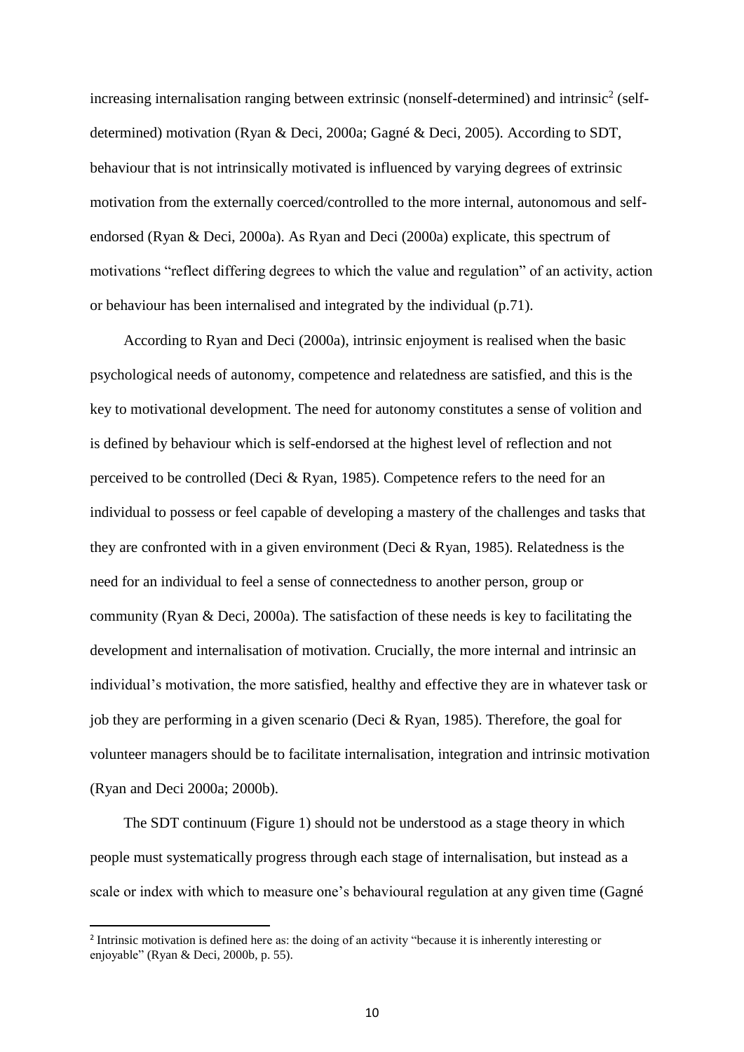increasing internalisation ranging between extrinsic (nonself-determined) and intrinsic[2] (self-determined) motivation (Ryan & Deci, 2000a; Gagné & Deci, 2005). According to SDT, behaviour that is not intrinsically motivated is influenced by varying degrees of extrinsic motivation from the externally coerced/controlled to the more internal, autonomous and self-endorsed (Ryan & Deci, 2000a). As Ryan and Deci (2000a) explicate, this spectrum of motivations "reflect differing degrees to which the value and regulation" of an activity, action or behaviour has been internalised and integrated by the individual (p.71).

According to Ryan and Deci (2000a), intrinsic enjoyment is realised when the basic psychological needs of autonomy, competence and relatedness are satisfied, and this is the key to motivational development. The need for autonomy constitutes a sense of volition and is defined by behaviour which is self-endorsed at the highest level of reflection and not perceived to be controlled (Deci & Ryan, 1985). Competence refers to the need for an individual to possess or feel capable of developing a mastery of the challenges and tasks that they are confronted with in a given environment (Deci & Ryan, 1985). Relatedness is the need for an individual to feel a sense of connectedness to another person, group or community (Ryan & Deci, 2000a). The satisfaction of these needs is key to facilitating the development and internalisation of motivation. Crucially, the more internal and intrinsic an individual's motivation, the more satisfied, healthy and effective they are in whatever task or job they are performing in a given scenario (Deci & Ryan, 1985). Therefore, the goal for volunteer managers should be to facilitate internalisation, integration and intrinsic motivation (Ryan and Deci 2000a; 2000b).

The SDT continuum (Figure 1) should not be understood as a stage theory in which people must systematically progress through each stage of internalisation, but instead as a scale or index with which to measure one's behavioural regulation at any given time (Gagné

[2] Intrinsic motivation is defined here as: the doing of an activity "because it is inherently interesting or enjoyable" (Ryan & Deci, 2000b, p. 55).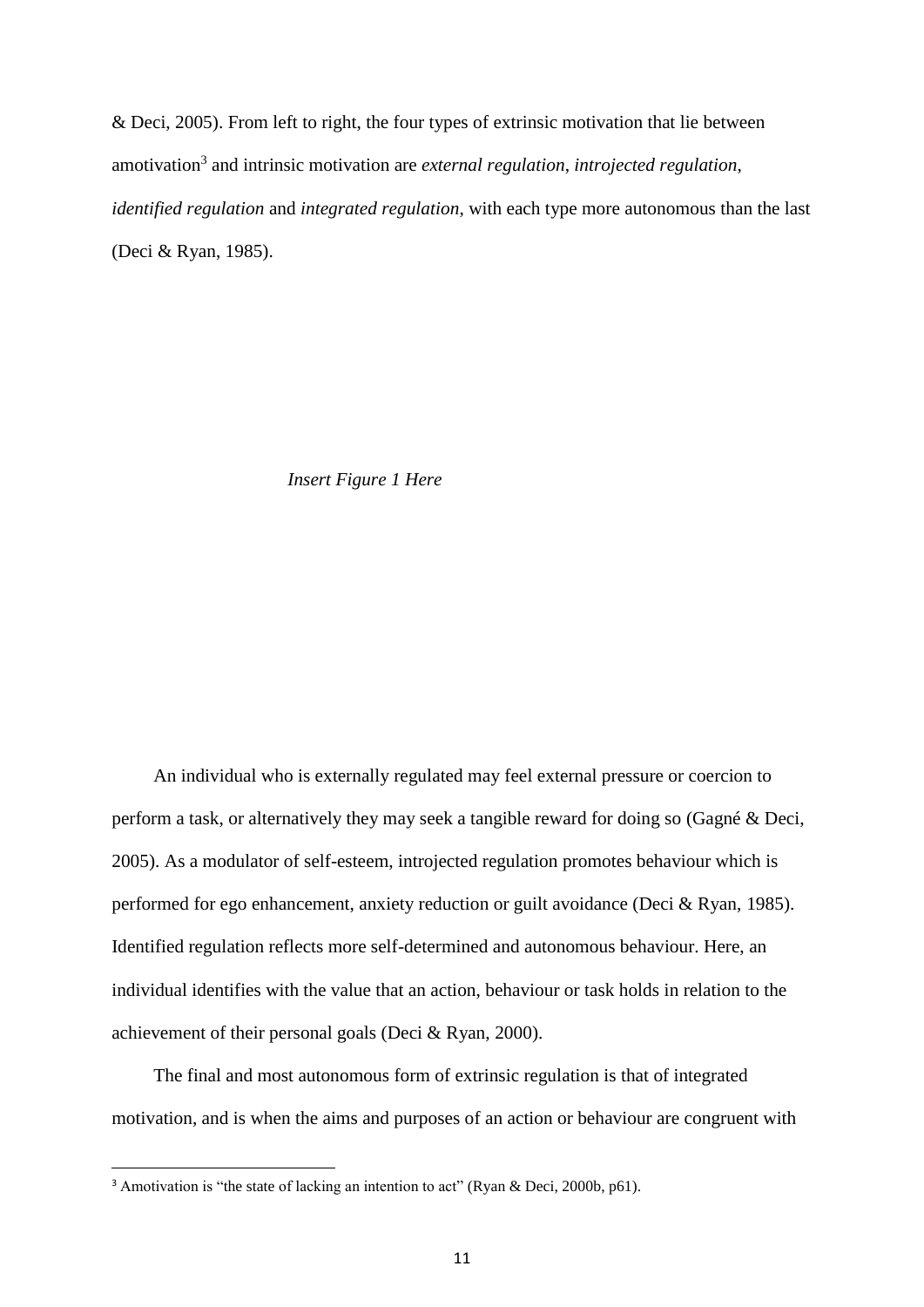& Deci, 2005). From left to right, the four types of extrinsic motivation that lie between amotivation[3] and intrinsic motivation are *external regulation*, *introjected regulation*, *identified regulation* and *integrated regulation*, with each type more autonomous than the last (Deci & Ryan, 1985).

*Insert Figure 1 Here*

An individual who is externally regulated may feel external pressure or coercion to perform a task, or alternatively they may seek a tangible reward for doing so (Gagné & Deci, 2005). As a modulator of self-esteem, introjected regulation promotes behaviour which is performed for ego enhancement, anxiety reduction or guilt avoidance (Deci & Ryan, 1985). Identified regulation reflects more self-determined and autonomous behaviour. Here, an individual identifies with the value that an action, behaviour or task holds in relation to the achievement of their personal goals (Deci & Ryan, 2000).

The final and most autonomous form of extrinsic regulation is that of integrated motivation, and is when the aims and purposes of an action or behaviour are congruent with

[3] Amotivation is "the state of lacking an intention to act" (Ryan & Deci, 2000b, p61).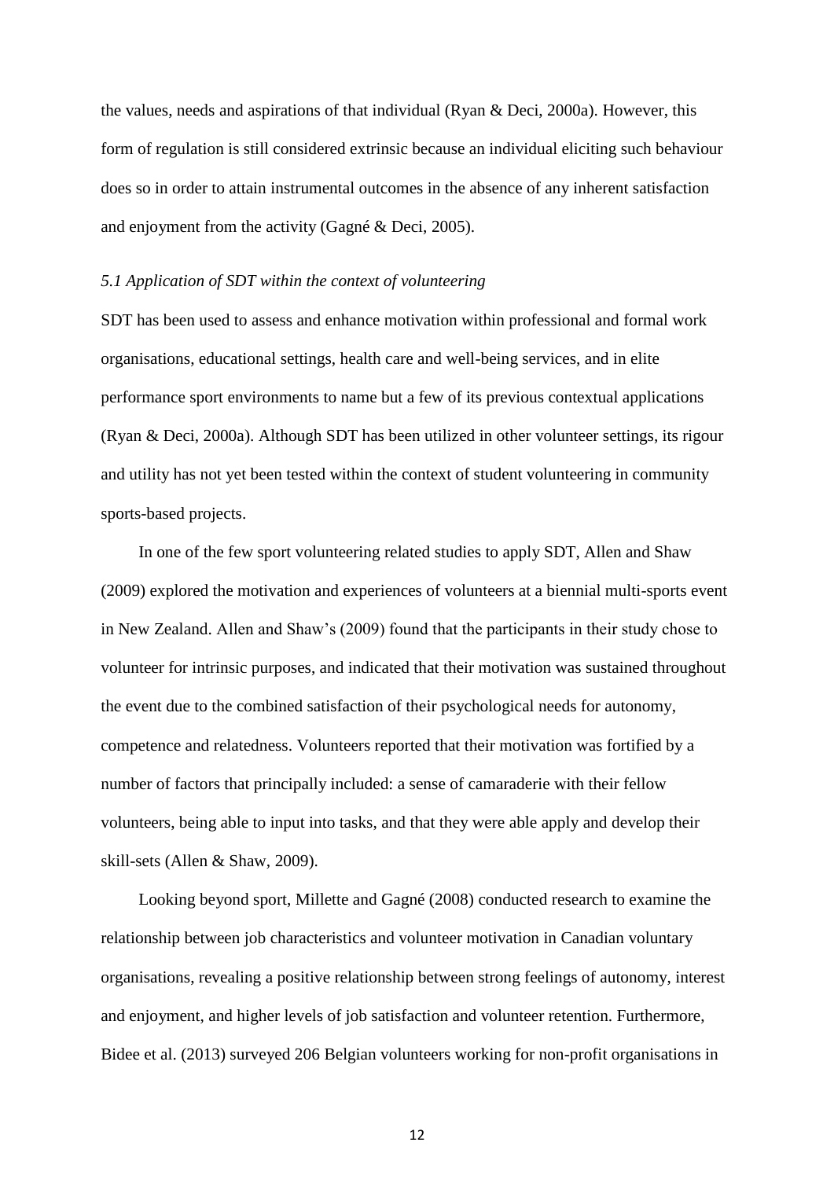the values, needs and aspirations of that individual (Ryan & Deci, 2000a). However, this form of regulation is still considered extrinsic because an individual eliciting such behaviour does so in order to attain instrumental outcomes in the absence of any inherent satisfaction and enjoyment from the activity (Gagné & Deci, 2005).

### *5.1 Application of SDT within the context of volunteering*

SDT has been used to assess and enhance motivation within professional and formal work organisations, educational settings, health care and well-being services, and in elite performance sport environments to name but a few of its previous contextual applications (Ryan & Deci, 2000a). Although SDT has been utilized in other volunteer settings, its rigour and utility has not yet been tested within the context of student volunteering in community sports-based projects.

In one of the few sport volunteering related studies to apply SDT, Allen and Shaw (2009) explored the motivation and experiences of volunteers at a biennial multi-sports event in New Zealand. Allen and Shaw's (2009) found that the participants in their study chose to volunteer for intrinsic purposes, and indicated that their motivation was sustained throughout the event due to the combined satisfaction of their psychological needs for autonomy, competence and relatedness. Volunteers reported that their motivation was fortified by a number of factors that principally included: a sense of camaraderie with their fellow volunteers, being able to input into tasks, and that they were able apply and develop their skill-sets (Allen & Shaw, 2009).

Looking beyond sport, Millette and Gagné (2008) conducted research to examine the relationship between job characteristics and volunteer motivation in Canadian voluntary organisations, revealing a positive relationship between strong feelings of autonomy, interest and enjoyment, and higher levels of job satisfaction and volunteer retention. Furthermore, Bidee et al. (2013) surveyed 206 Belgian volunteers working for non-profit organisations in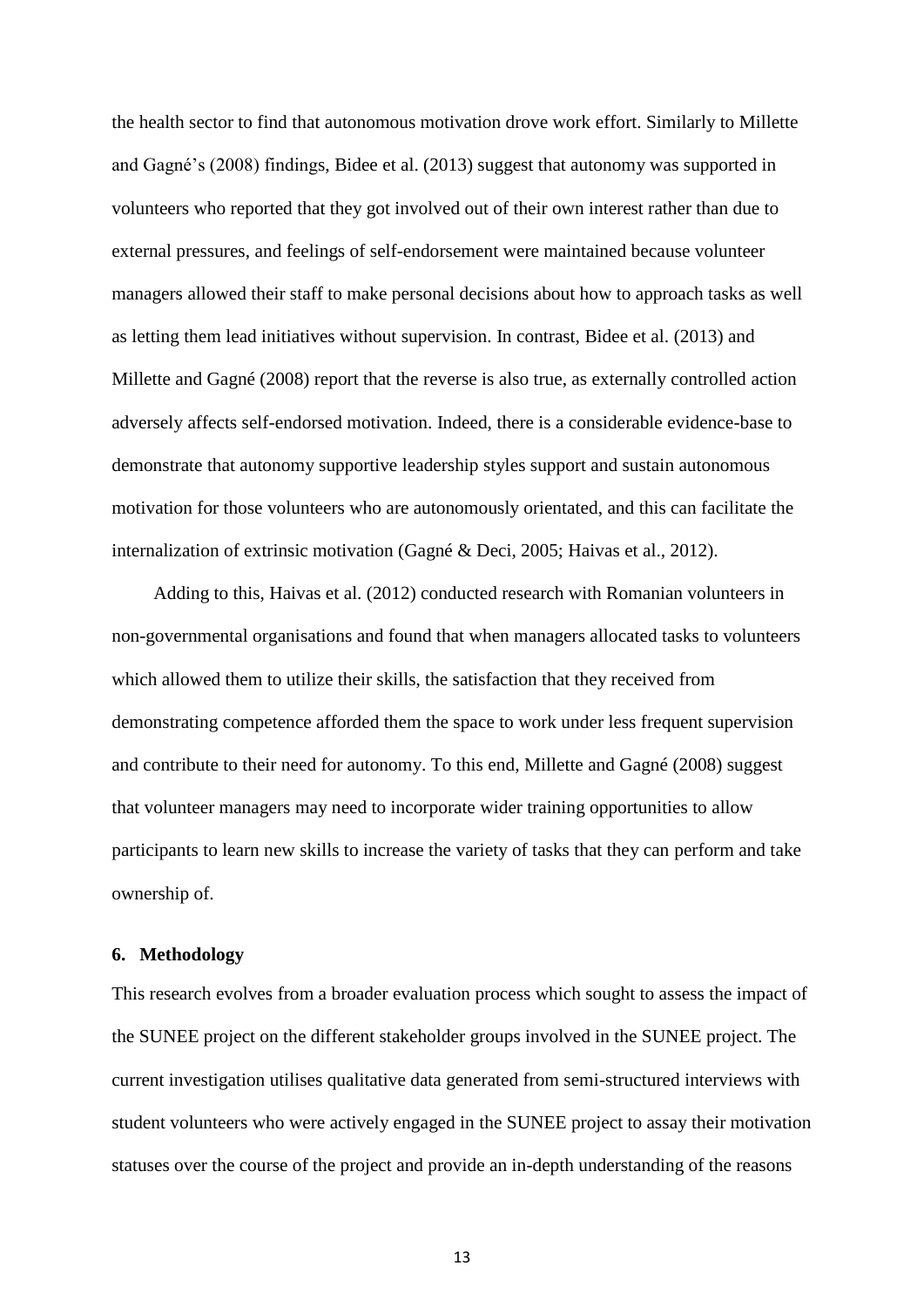the health sector to find that autonomous motivation drove work effort. Similarly to Millette and Gagné's (2008) findings, Bidee et al. (2013) suggest that autonomy was supported in volunteers who reported that they got involved out of their own interest rather than due to external pressures, and feelings of self-endorsement were maintained because volunteer managers allowed their staff to make personal decisions about how to approach tasks as well as letting them lead initiatives without supervision. In contrast, Bidee et al. (2013) and Millette and Gagné (2008) report that the reverse is also true, as externally controlled action adversely affects self-endorsed motivation. Indeed, there is a considerable evidence-base to demonstrate that autonomy supportive leadership styles support and sustain autonomous motivation for those volunteers who are autonomously orientated, and this can facilitate the internalization of extrinsic motivation (Gagné & Deci, 2005; Haivas et al., 2012).

Adding to this, Haivas et al. (2012) conducted research with Romanian volunteers in non-governmental organisations and found that when managers allocated tasks to volunteers which allowed them to utilize their skills, the satisfaction that they received from demonstrating competence afforded them the space to work under less frequent supervision and contribute to their need for autonomy. To this end, Millette and Gagné (2008) suggest that volunteer managers may need to incorporate wider training opportunities to allow participants to learn new skills to increase the variety of tasks that they can perform and take ownership of.

## 6. Methodology

This research evolves from a broader evaluation process which sought to assess the impact of the SUNEE project on the different stakeholder groups involved in the SUNEE project. The current investigation utilises qualitative data generated from semi-structured interviews with student volunteers who were actively engaged in the SUNEE project to assay their motivation statuses over the course of the project and provide an in-depth understanding of the reasons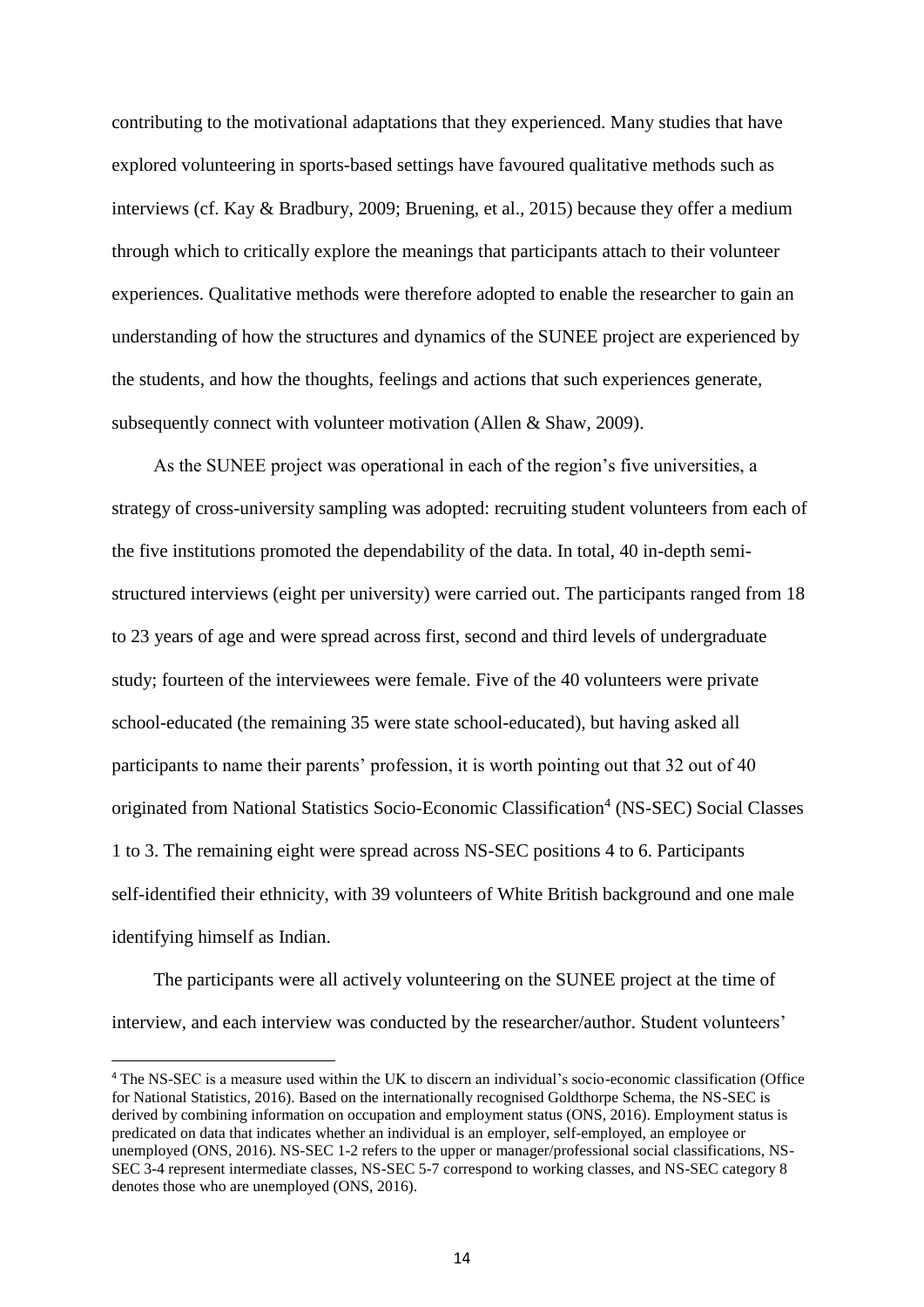contributing to the motivational adaptations that they experienced. Many studies that have explored volunteering in sports-based settings have favoured qualitative methods such as interviews (cf. Kay & Bradbury, 2009; Bruening, et al., 2015) because they offer a medium through which to critically explore the meanings that participants attach to their volunteer experiences. Qualitative methods were therefore adopted to enable the researcher to gain an understanding of how the structures and dynamics of the SUNEE project are experienced by the students, and how the thoughts, feelings and actions that such experiences generate, subsequently connect with volunteer motivation (Allen & Shaw, 2009).

As the SUNEE project was operational in each of the region's five universities, a strategy of cross-university sampling was adopted: recruiting student volunteers from each of the five institutions promoted the dependability of the data. In total, 40 in-depth semi-structured interviews (eight per university) were carried out. The participants ranged from 18 to 23 years of age and were spread across first, second and third levels of undergraduate study; fourteen of the interviewees were female. Five of the 40 volunteers were private school-educated (the remaining 35 were state school-educated), but having asked all participants to name their parents' profession, it is worth pointing out that 32 out of 40 originated from National Statistics Socio-Economic Classification[4] (NS-SEC) Social Classes 1 to 3. The remaining eight were spread across NS-SEC positions 4 to 6. Participants self-identified their ethnicity, with 39 volunteers of White British background and one male identifying himself as Indian.

The participants were all actively volunteering on the SUNEE project at the time of interview, and each interview was conducted by the researcher/author. Student volunteers'

[4] The NS-SEC is a measure used within the UK to discern an individual's socio-economic classification (Office for National Statistics, 2016). Based on the internationally recognised Goldthorpe Schema, the NS-SEC is derived by combining information on occupation and employment status (ONS, 2016). Employment status is predicated on data that indicates whether an individual is an employer, self-employed, an employee or unemployed (ONS, 2016). NS-SEC 1-2 refers to the upper or manager/professional social classifications, NS-SEC 3-4 represent intermediate classes, NS-SEC 5-7 correspond to working classes, and NS-SEC category 8 denotes those who are unemployed (ONS, 2016).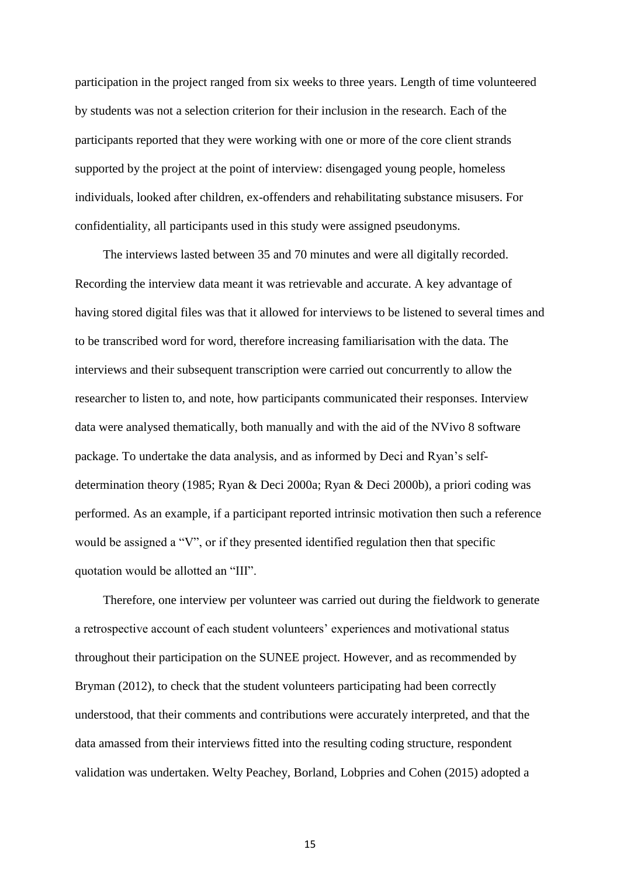participation in the project ranged from six weeks to three years. Length of time volunteered by students was not a selection criterion for their inclusion in the research. Each of the participants reported that they were working with one or more of the core client strands supported by the project at the point of interview: disengaged young people, homeless individuals, looked after children, ex-offenders and rehabilitating substance misusers. For confidentiality, all participants used in this study were assigned pseudonyms.

The interviews lasted between 35 and 70 minutes and were all digitally recorded. Recording the interview data meant it was retrievable and accurate. A key advantage of having stored digital files was that it allowed for interviews to be listened to several times and to be transcribed word for word, therefore increasing familiarisation with the data. The interviews and their subsequent transcription were carried out concurrently to allow the researcher to listen to, and note, how participants communicated their responses. Interview data were analysed thematically, both manually and with the aid of the NVivo 8 software package. To undertake the data analysis, and as informed by Deci and Ryan's self-determination theory (1985; Ryan & Deci 2000a; Ryan & Deci 2000b), a priori coding was performed. As an example, if a participant reported intrinsic motivation then such a reference would be assigned a "V", or if they presented identified regulation then that specific quotation would be allotted an "III".

Therefore, one interview per volunteer was carried out during the fieldwork to generate a retrospective account of each student volunteers' experiences and motivational status throughout their participation on the SUNEE project. However, and as recommended by Bryman (2012), to check that the student volunteers participating had been correctly understood, that their comments and contributions were accurately interpreted, and that the data amassed from their interviews fitted into the resulting coding structure, respondent validation was undertaken. Welty Peachey, Borland, Lobpries and Cohen (2015) adopted a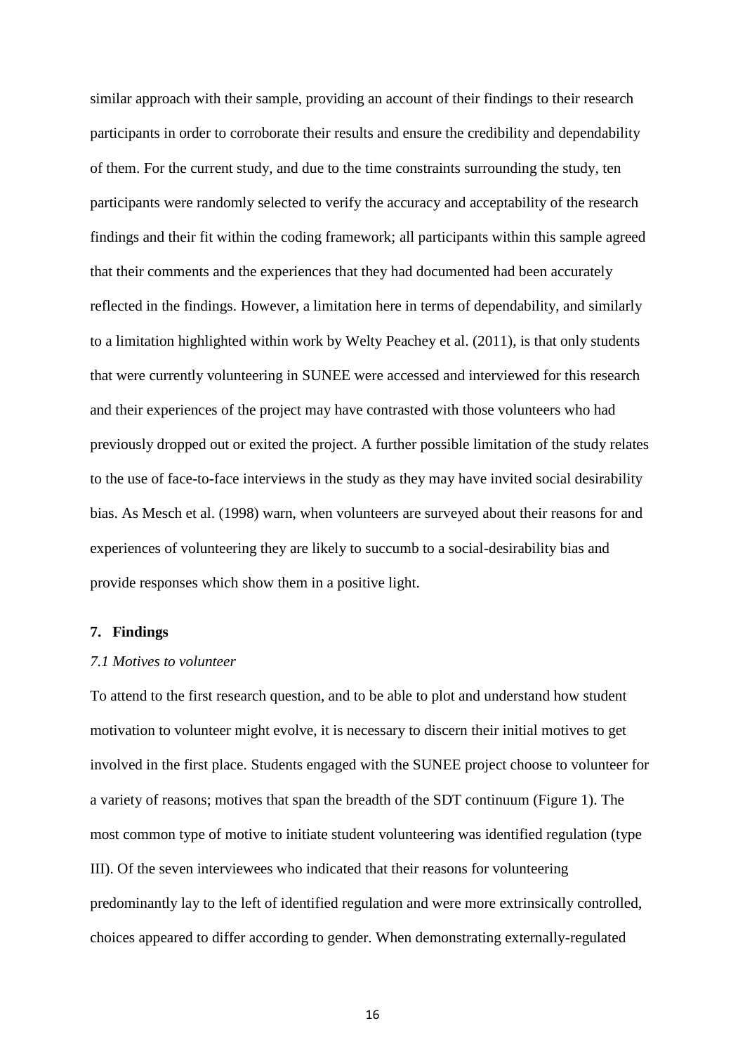similar approach with their sample, providing an account of their findings to their research participants in order to corroborate their results and ensure the credibility and dependability of them. For the current study, and due to the time constraints surrounding the study, ten participants were randomly selected to verify the accuracy and acceptability of the research findings and their fit within the coding framework; all participants within this sample agreed that their comments and the experiences that they had documented had been accurately reflected in the findings. However, a limitation here in terms of dependability, and similarly to a limitation highlighted within work by Welty Peachey et al. (2011), is that only students that were currently volunteering in SUNEE were accessed and interviewed for this research and their experiences of the project may have contrasted with those volunteers who had previously dropped out or exited the project. A further possible limitation of the study relates to the use of face-to-face interviews in the study as they may have invited social desirability bias. As Mesch et al. (1998) warn, when volunteers are surveyed about their reasons for and experiences of volunteering they are likely to succumb to a social-desirability bias and provide responses which show them in a positive light.

## 7. Findings

### *7.1 Motives to volunteer*

To attend to the first research question, and to be able to plot and understand how student motivation to volunteer might evolve, it is necessary to discern their initial motives to get involved in the first place. Students engaged with the SUNEE project choose to volunteer for a variety of reasons; motives that span the breadth of the SDT continuum (Figure 1). The most common type of motive to initiate student volunteering was identified regulation (type III). Of the seven interviewees who indicated that their reasons for volunteering predominantly lay to the left of identified regulation and were more extrinsically controlled, choices appeared to differ according to gender. When demonstrating externally-regulated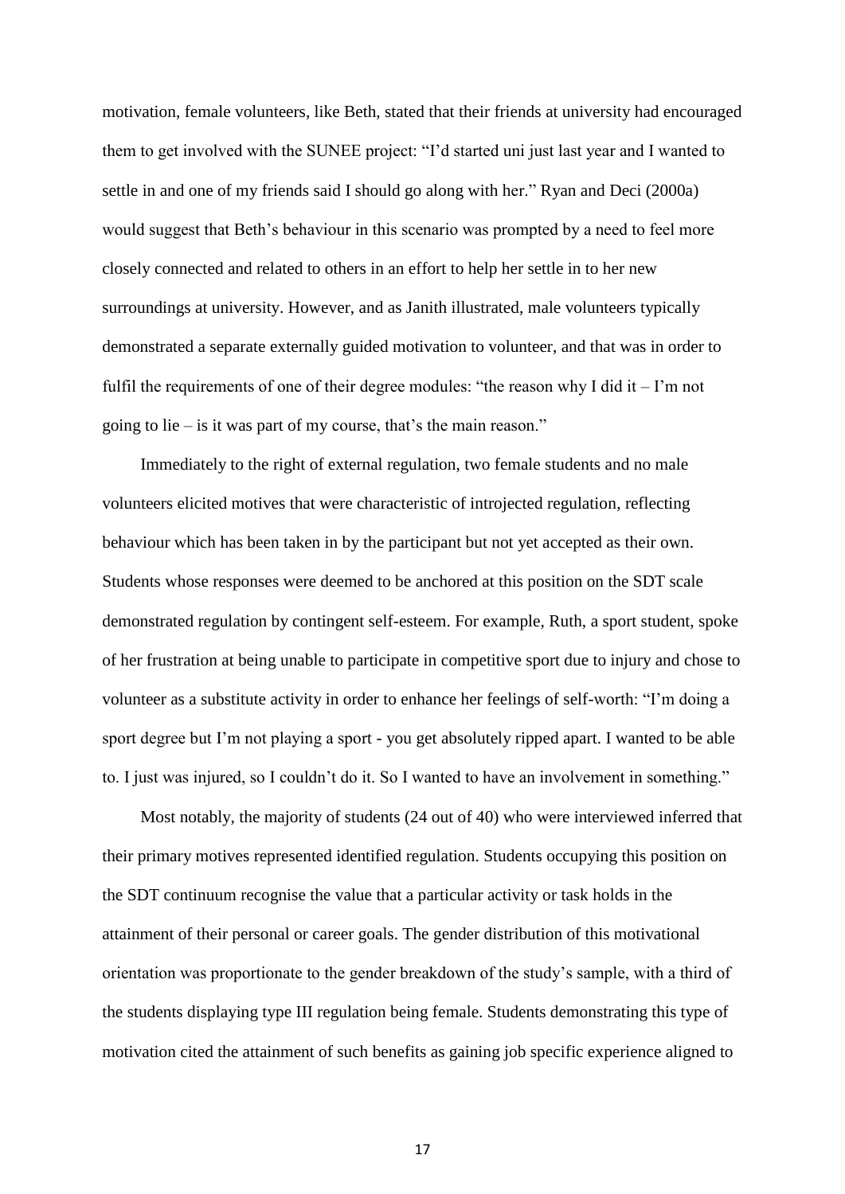motivation, female volunteers, like Beth, stated that their friends at university had encouraged them to get involved with the SUNEE project: "I'd started uni just last year and I wanted to settle in and one of my friends said I should go along with her." Ryan and Deci (2000a) would suggest that Beth's behaviour in this scenario was prompted by a need to feel more closely connected and related to others in an effort to help her settle in to her new surroundings at university. However, and as Janith illustrated, male volunteers typically demonstrated a separate externally guided motivation to volunteer, and that was in order to fulfil the requirements of one of their degree modules: "the reason why I did it – I'm not going to lie – is it was part of my course, that's the main reason."

Immediately to the right of external regulation, two female students and no male volunteers elicited motives that were characteristic of introjected regulation, reflecting behaviour which has been taken in by the participant but not yet accepted as their own. Students whose responses were deemed to be anchored at this position on the SDT scale demonstrated regulation by contingent self-esteem. For example, Ruth, a sport student, spoke of her frustration at being unable to participate in competitive sport due to injury and chose to volunteer as a substitute activity in order to enhance her feelings of self-worth: "I'm doing a sport degree but I'm not playing a sport - you get absolutely ripped apart. I wanted to be able to. I just was injured, so I couldn't do it. So I wanted to have an involvement in something."

Most notably, the majority of students (24 out of 40) who were interviewed inferred that their primary motives represented identified regulation. Students occupying this position on the SDT continuum recognise the value that a particular activity or task holds in the attainment of their personal or career goals. The gender distribution of this motivational orientation was proportionate to the gender breakdown of the study's sample, with a third of the students displaying type III regulation being female. Students demonstrating this type of motivation cited the attainment of such benefits as gaining job specific experience aligned to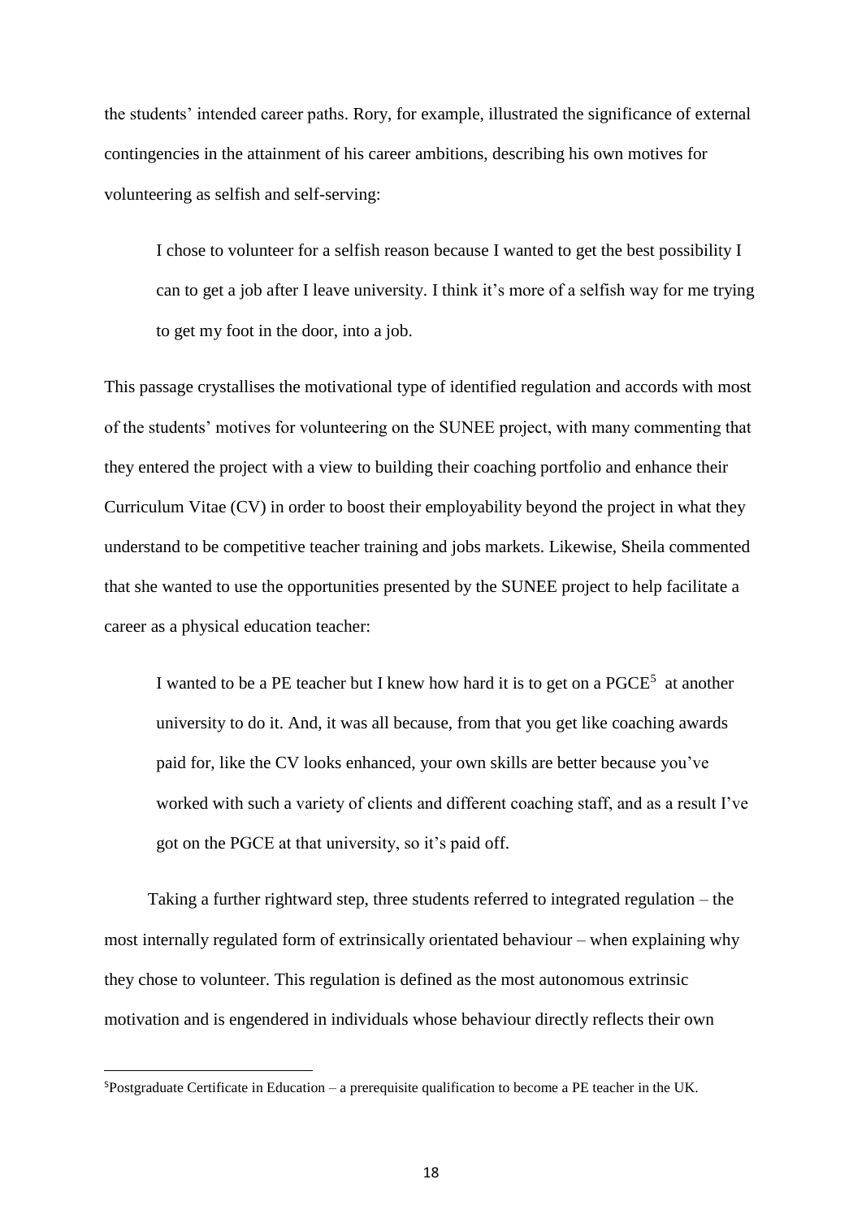the students' intended career paths. Rory, for example, illustrated the significance of external contingencies in the attainment of his career ambitions, describing his own motives for volunteering as selfish and self-serving:

> I chose to volunteer for a selfish reason because I wanted to get the best possibility I can to get a job after I leave university. I think it's more of a selfish way for me trying to get my foot in the door, into a job.

This passage crystallises the motivational type of identified regulation and accords with most of the students' motives for volunteering on the SUNEE project, with many commenting that they entered the project with a view to building their coaching portfolio and enhance their Curriculum Vitae (CV) in order to boost their employability beyond the project in what they understand to be competitive teacher training and jobs markets. Likewise, Sheila commented that she wanted to use the opportunities presented by the SUNEE project to help facilitate a career as a physical education teacher:

> I wanted to be a PE teacher but I knew how hard it is to get on a PGCE[5] at another university to do it. And, it was all because, from that you get like coaching awards paid for, like the CV looks enhanced, your own skills are better because you've worked with such a variety of clients and different coaching staff, and as a result I've got on the PGCE at that university, so it's paid off.

Taking a further rightward step, three students referred to integrated regulation – the most internally regulated form of extrinsically orientated behaviour – when explaining why they chose to volunteer. This regulation is defined as the most autonomous extrinsic motivation and is engendered in individuals whose behaviour directly reflects their own

---

[5]Postgraduate Certificate in Education – a prerequisite qualification to become a PE teacher in the UK.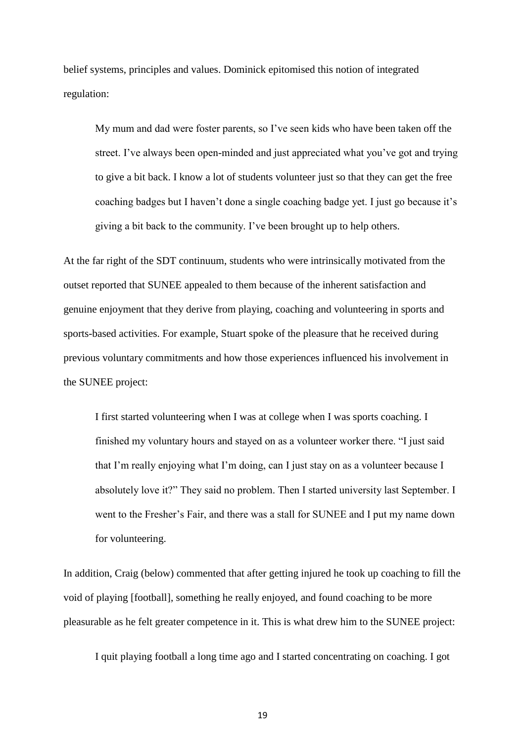belief systems, principles and values. Dominick epitomised this notion of integrated regulation:

> My mum and dad were foster parents, so I've seen kids who have been taken off the street. I've always been open-minded and just appreciated what you've got and trying to give a bit back. I know a lot of students volunteer just so that they can get the free coaching badges but I haven't done a single coaching badge yet. I just go because it's giving a bit back to the community. I've been brought up to help others.

At the far right of the SDT continuum, students who were intrinsically motivated from the outset reported that SUNEE appealed to them because of the inherent satisfaction and genuine enjoyment that they derive from playing, coaching and volunteering in sports and sports-based activities. For example, Stuart spoke of the pleasure that he received during previous voluntary commitments and how those experiences influenced his involvement in the SUNEE project:

> I first started volunteering when I was at college when I was sports coaching. I finished my voluntary hours and stayed on as a volunteer worker there. "I just said that I'm really enjoying what I'm doing, can I just stay on as a volunteer because I absolutely love it?" They said no problem. Then I started university last September. I went to the Fresher's Fair, and there was a stall for SUNEE and I put my name down for volunteering.

In addition, Craig (below) commented that after getting injured he took up coaching to fill the void of playing [football], something he really enjoyed, and found coaching to be more pleasurable as he felt greater competence in it. This is what drew him to the SUNEE project:

> I quit playing football a long time ago and I started concentrating on coaching. I got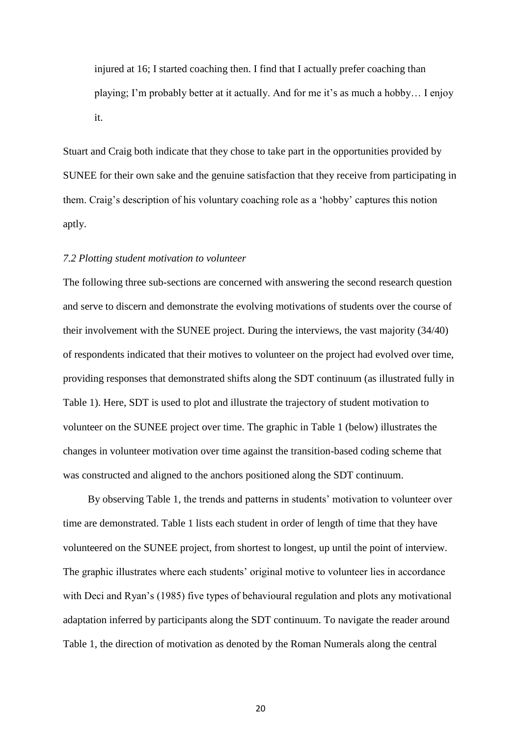injured at 16; I started coaching then. I find that I actually prefer coaching than playing; I'm probably better at it actually. And for me it's as much a hobby… I enjoy it.

Stuart and Craig both indicate that they chose to take part in the opportunities provided by SUNEE for their own sake and the genuine satisfaction that they receive from participating in them. Craig's description of his voluntary coaching role as a 'hobby' captures this notion aptly.

*7.2 Plotting student motivation to volunteer*

The following three sub-sections are concerned with answering the second research question and serve to discern and demonstrate the evolving motivations of students over the course of their involvement with the SUNEE project. During the interviews, the vast majority (34/40) of respondents indicated that their motives to volunteer on the project had evolved over time, providing responses that demonstrated shifts along the SDT continuum (as illustrated fully in Table 1). Here, SDT is used to plot and illustrate the trajectory of student motivation to volunteer on the SUNEE project over time. The graphic in Table 1 (below) illustrates the changes in volunteer motivation over time against the transition-based coding scheme that was constructed and aligned to the anchors positioned along the SDT continuum.

By observing Table 1, the trends and patterns in students' motivation to volunteer over time are demonstrated. Table 1 lists each student in order of length of time that they have volunteered on the SUNEE project, from shortest to longest, up until the point of interview. The graphic illustrates where each students' original motive to volunteer lies in accordance with Deci and Ryan's (1985) five types of behavioural regulation and plots any motivational adaptation inferred by participants along the SDT continuum. To navigate the reader around Table 1, the direction of motivation as denoted by the Roman Numerals along the central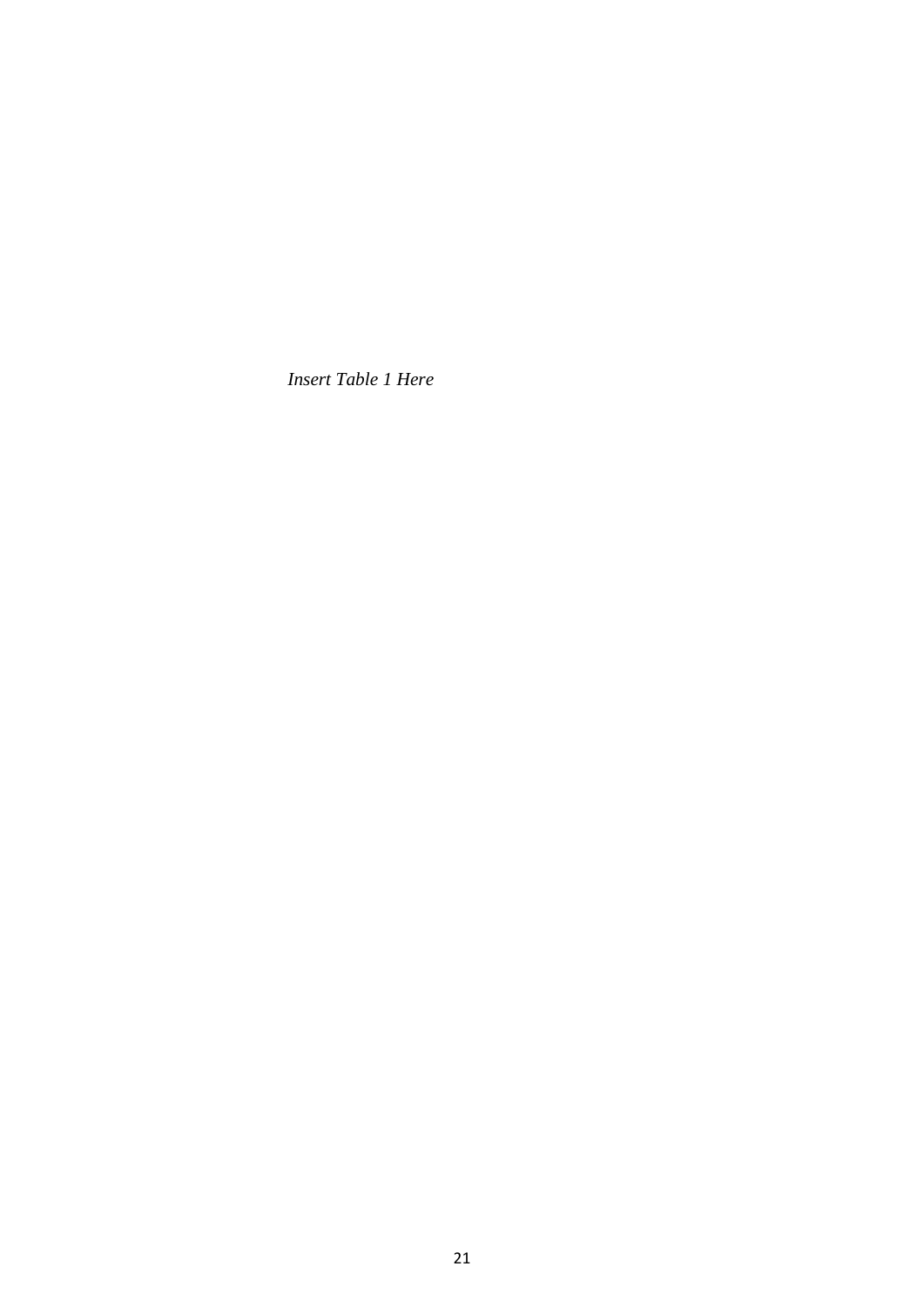*Insert Table 1 Here*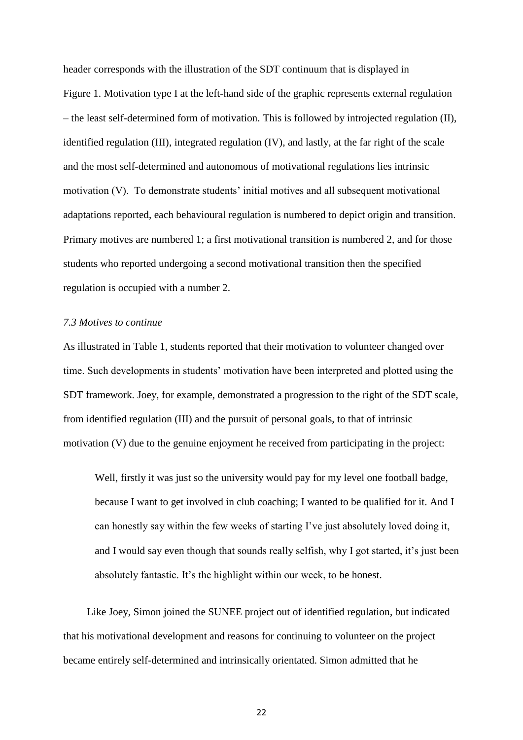header corresponds with the illustration of the SDT continuum that is displayed in Figure 1. Motivation type I at the left-hand side of the graphic represents external regulation – the least self-determined form of motivation. This is followed by introjected regulation (II), identified regulation (III), integrated regulation (IV), and lastly, at the far right of the scale and the most self-determined and autonomous of motivational regulations lies intrinsic motivation (V). To demonstrate students' initial motives and all subsequent motivational adaptations reported, each behavioural regulation is numbered to depict origin and transition. Primary motives are numbered 1; a first motivational transition is numbered 2, and for those students who reported undergoing a second motivational transition then the specified regulation is occupied with a number 2.

### *7.3 Motives to continue*

As illustrated in Table 1, students reported that their motivation to volunteer changed over time. Such developments in students' motivation have been interpreted and plotted using the SDT framework. Joey, for example, demonstrated a progression to the right of the SDT scale, from identified regulation (III) and the pursuit of personal goals, to that of intrinsic motivation (V) due to the genuine enjoyment he received from participating in the project:

> Well, firstly it was just so the university would pay for my level one football badge, because I want to get involved in club coaching; I wanted to be qualified for it. And I can honestly say within the few weeks of starting I've just absolutely loved doing it, and I would say even though that sounds really selfish, why I got started, it's just been absolutely fantastic. It's the highlight within our week, to be honest.

Like Joey, Simon joined the SUNEE project out of identified regulation, but indicated that his motivational development and reasons for continuing to volunteer on the project became entirely self-determined and intrinsically orientated. Simon admitted that he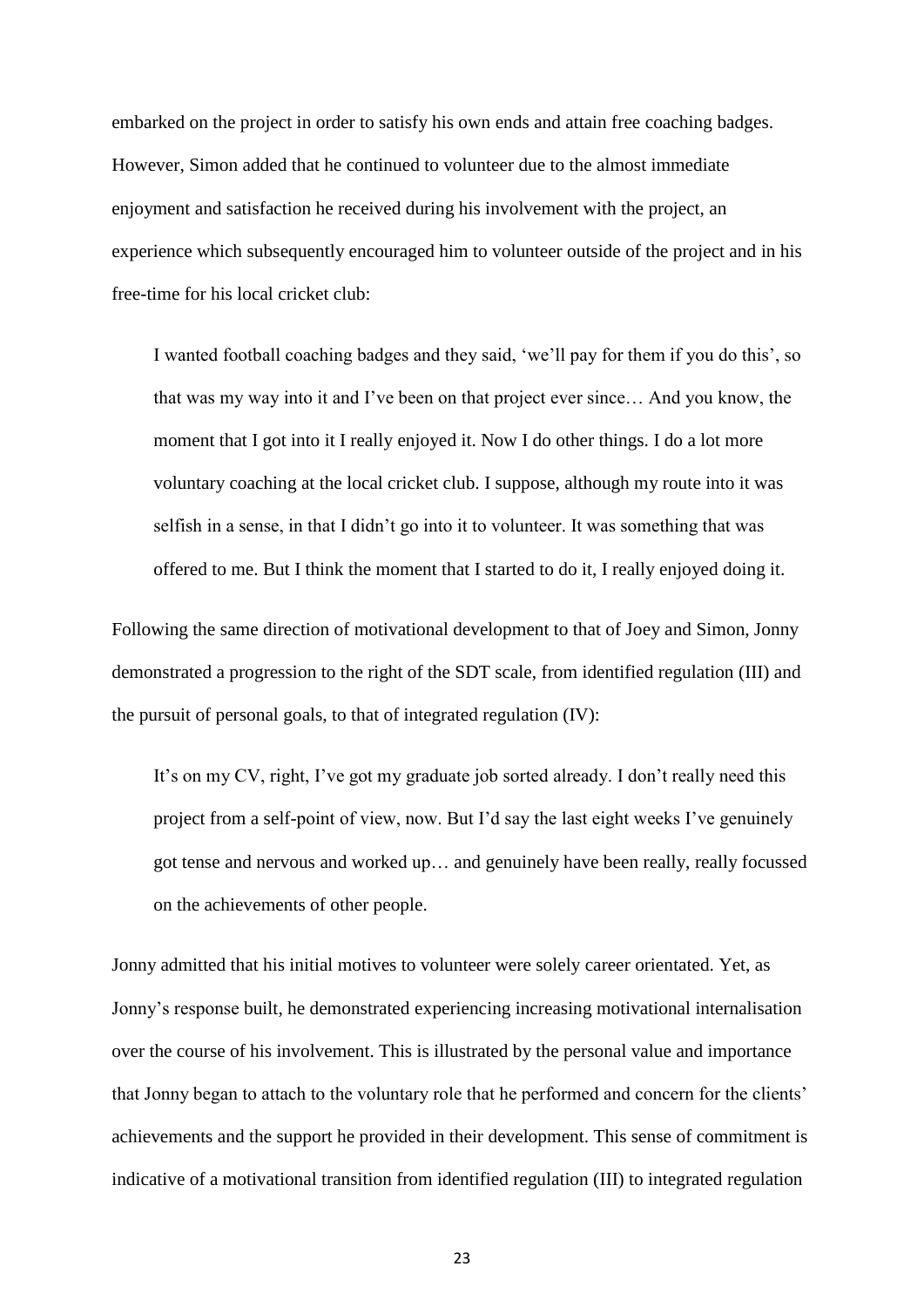embarked on the project in order to satisfy his own ends and attain free coaching badges. However, Simon added that he continued to volunteer due to the almost immediate enjoyment and satisfaction he received during his involvement with the project, an experience which subsequently encouraged him to volunteer outside of the project and in his free-time for his local cricket club:

> I wanted football coaching badges and they said, 'we'll pay for them if you do this', so that was my way into it and I've been on that project ever since… And you know, the moment that I got into it I really enjoyed it. Now I do other things. I do a lot more voluntary coaching at the local cricket club. I suppose, although my route into it was selfish in a sense, in that I didn't go into it to volunteer. It was something that was offered to me. But I think the moment that I started to do it, I really enjoyed doing it.

Following the same direction of motivational development to that of Joey and Simon, Jonny demonstrated a progression to the right of the SDT scale, from identified regulation (III) and the pursuit of personal goals, to that of integrated regulation (IV):

> It's on my CV, right, I've got my graduate job sorted already. I don't really need this project from a self-point of view, now. But I'd say the last eight weeks I've genuinely got tense and nervous and worked up… and genuinely have been really, really focussed on the achievements of other people.

Jonny admitted that his initial motives to volunteer were solely career orientated. Yet, as Jonny's response built, he demonstrated experiencing increasing motivational internalisation over the course of his involvement. This is illustrated by the personal value and importance that Jonny began to attach to the voluntary role that he performed and concern for the clients' achievements and the support he provided in their development. This sense of commitment is indicative of a motivational transition from identified regulation (III) to integrated regulation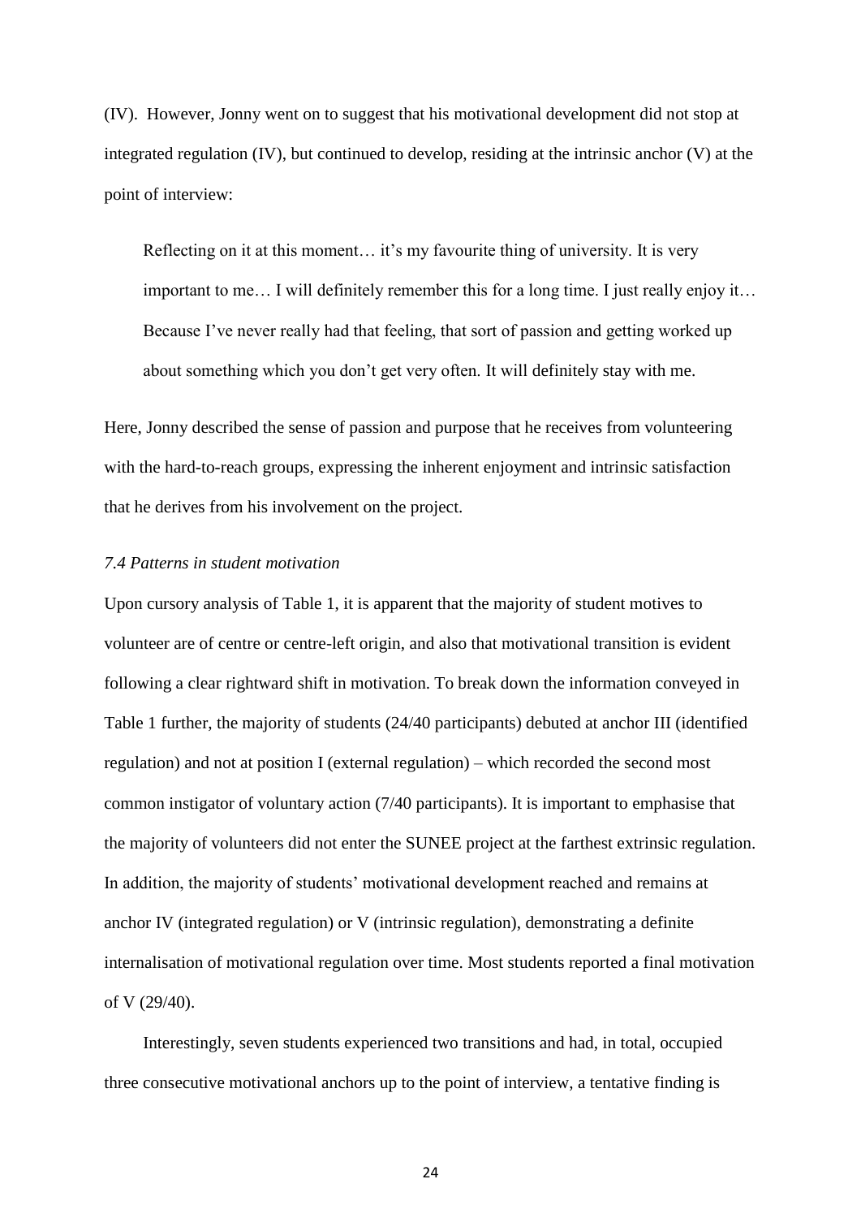(IV). However, Jonny went on to suggest that his motivational development did not stop at integrated regulation (IV), but continued to develop, residing at the intrinsic anchor (V) at the point of interview:

> Reflecting on it at this moment… it's my favourite thing of university. It is very important to me… I will definitely remember this for a long time. I just really enjoy it… Because I've never really had that feeling, that sort of passion and getting worked up about something which you don't get very often. It will definitely stay with me.

Here, Jonny described the sense of passion and purpose that he receives from volunteering with the hard-to-reach groups, expressing the inherent enjoyment and intrinsic satisfaction that he derives from his involvement on the project.

*7.4 Patterns in student motivation*

Upon cursory analysis of Table 1, it is apparent that the majority of student motives to volunteer are of centre or centre-left origin, and also that motivational transition is evident following a clear rightward shift in motivation. To break down the information conveyed in Table 1 further, the majority of students (24/40 participants) debuted at anchor III (identified regulation) and not at position I (external regulation) – which recorded the second most common instigator of voluntary action (7/40 participants). It is important to emphasise that the majority of volunteers did not enter the SUNEE project at the farthest extrinsic regulation. In addition, the majority of students' motivational development reached and remains at anchor IV (integrated regulation) or V (intrinsic regulation), demonstrating a definite internalisation of motivational regulation over time. Most students reported a final motivation of V (29/40).

Interestingly, seven students experienced two transitions and had, in total, occupied three consecutive motivational anchors up to the point of interview, a tentative finding is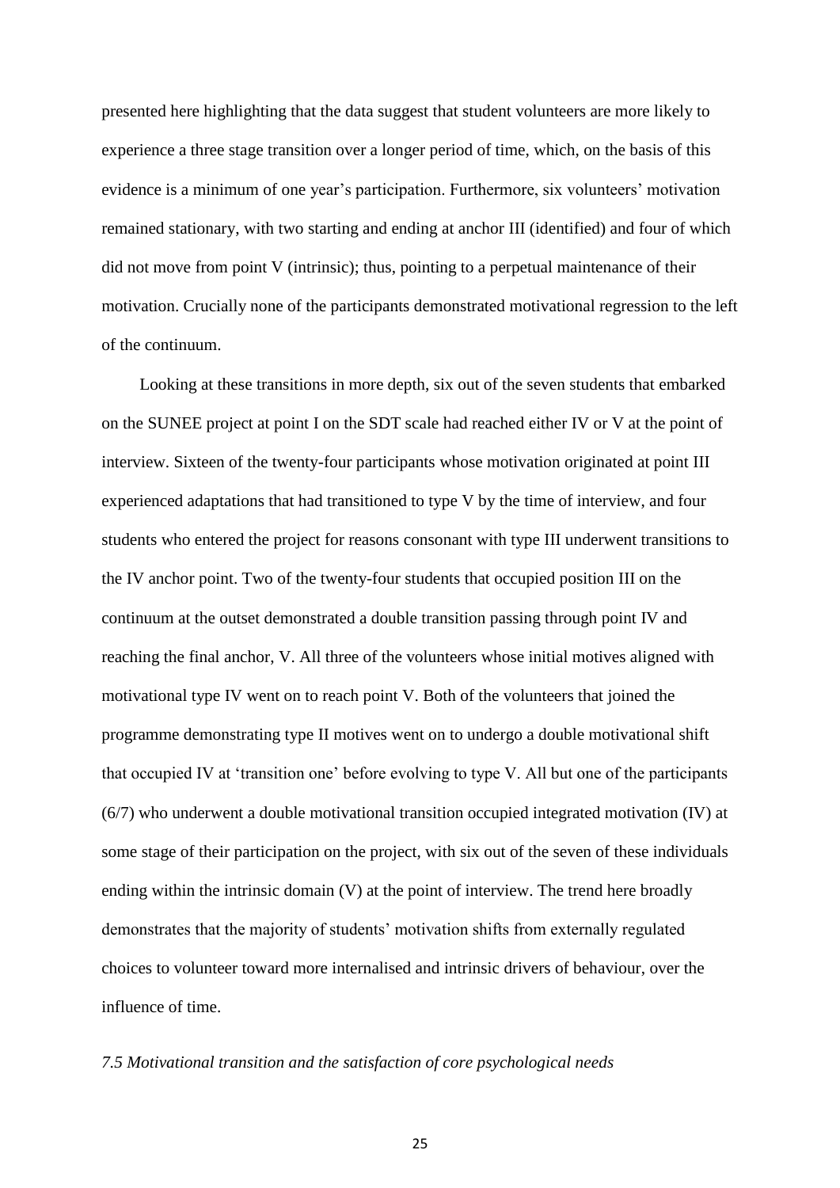presented here highlighting that the data suggest that student volunteers are more likely to experience a three stage transition over a longer period of time, which, on the basis of this evidence is a minimum of one year's participation. Furthermore, six volunteers' motivation remained stationary, with two starting and ending at anchor III (identified) and four of which did not move from point V (intrinsic); thus, pointing to a perpetual maintenance of their motivation. Crucially none of the participants demonstrated motivational regression to the left of the continuum.

Looking at these transitions in more depth, six out of the seven students that embarked on the SUNEE project at point I on the SDT scale had reached either IV or V at the point of interview. Sixteen of the twenty-four participants whose motivation originated at point III experienced adaptations that had transitioned to type V by the time of interview, and four students who entered the project for reasons consonant with type III underwent transitions to the IV anchor point. Two of the twenty-four students that occupied position III on the continuum at the outset demonstrated a double transition passing through point IV and reaching the final anchor, V. All three of the volunteers whose initial motives aligned with motivational type IV went on to reach point V. Both of the volunteers that joined the programme demonstrating type II motives went on to undergo a double motivational shift that occupied IV at 'transition one' before evolving to type V. All but one of the participants (6/7) who underwent a double motivational transition occupied integrated motivation (IV) at some stage of their participation on the project, with six out of the seven of these individuals ending within the intrinsic domain (V) at the point of interview. The trend here broadly demonstrates that the majority of students' motivation shifts from externally regulated choices to volunteer toward more internalised and intrinsic drivers of behaviour, over the influence of time.

### *7.5 Motivational transition and the satisfaction of core psychological needs*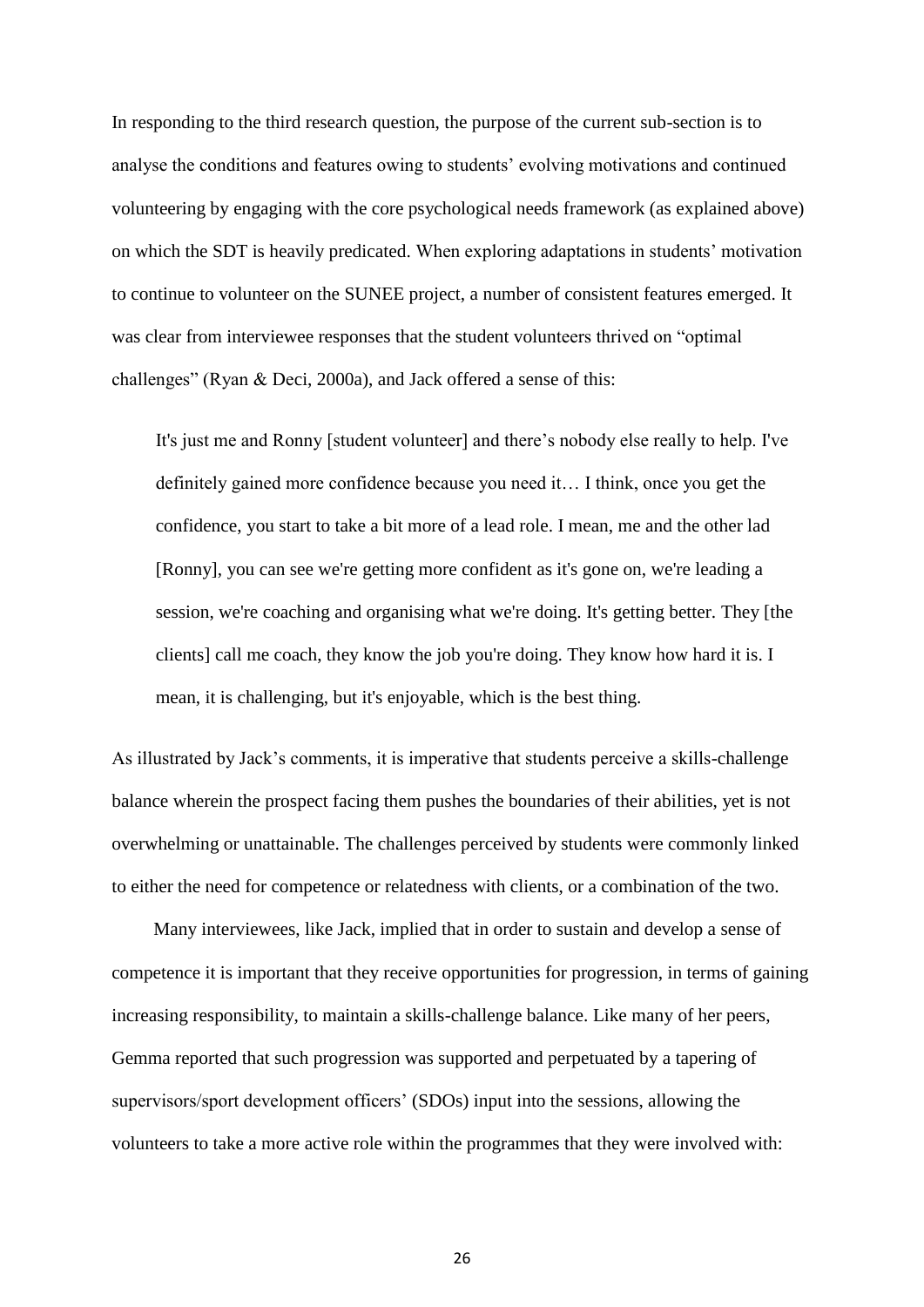In responding to the third research question, the purpose of the current sub-section is to analyse the conditions and features owing to students' evolving motivations and continued volunteering by engaging with the core psychological needs framework (as explained above) on which the SDT is heavily predicated. When exploring adaptations in students' motivation to continue to volunteer on the SUNEE project, a number of consistent features emerged. It was clear from interviewee responses that the student volunteers thrived on "optimal challenges" (Ryan & Deci, 2000a), and Jack offered a sense of this:

> It's just me and Ronny [student volunteer] and there's nobody else really to help. I've definitely gained more confidence because you need it… I think, once you get the confidence, you start to take a bit more of a lead role. I mean, me and the other lad [Ronny], you can see we're getting more confident as it's gone on, we're leading a session, we're coaching and organising what we're doing. It's getting better. They [the clients] call me coach, they know the job you're doing. They know how hard it is. I mean, it is challenging, but it's enjoyable, which is the best thing.

As illustrated by Jack's comments, it is imperative that students perceive a skills-challenge balance wherein the prospect facing them pushes the boundaries of their abilities, yet is not overwhelming or unattainable. The challenges perceived by students were commonly linked to either the need for competence or relatedness with clients, or a combination of the two.

Many interviewees, like Jack, implied that in order to sustain and develop a sense of competence it is important that they receive opportunities for progression, in terms of gaining increasing responsibility, to maintain a skills-challenge balance. Like many of her peers, Gemma reported that such progression was supported and perpetuated by a tapering of supervisors/sport development officers' (SDOs) input into the sessions, allowing the volunteers to take a more active role within the programmes that they were involved with: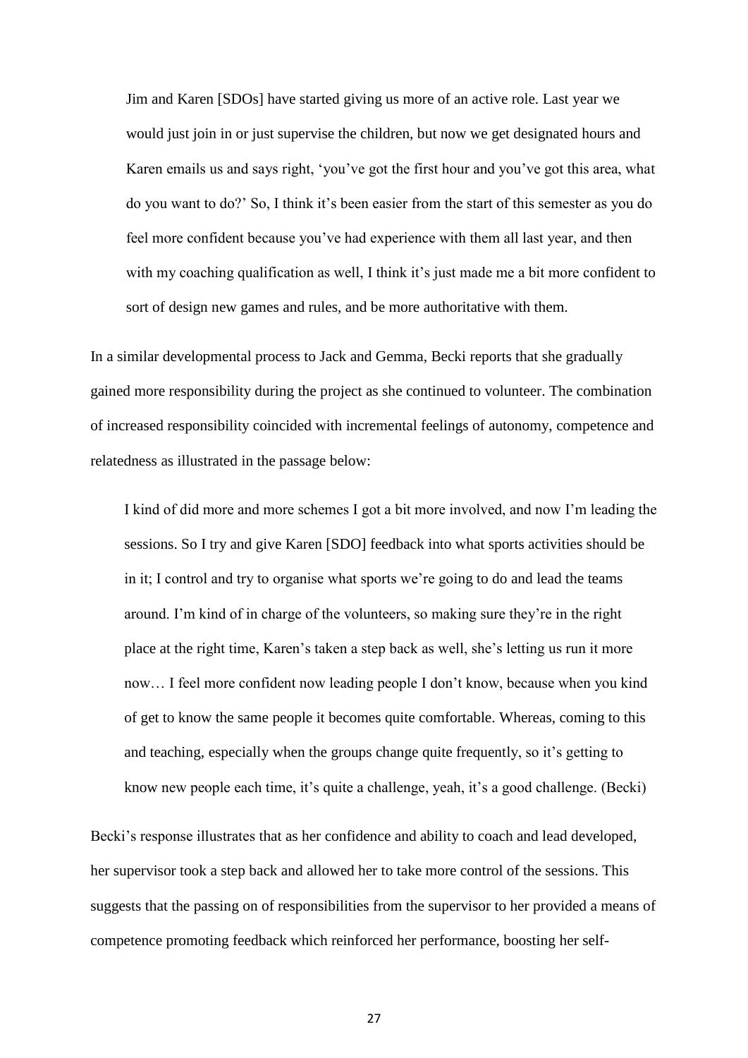> Jim and Karen [SDOs] have started giving us more of an active role. Last year we would just join in or just supervise the children, but now we get designated hours and Karen emails us and says right, 'you've got the first hour and you've got this area, what do you want to do?' So, I think it's been easier from the start of this semester as you do feel more confident because you've had experience with them all last year, and then with my coaching qualification as well, I think it's just made me a bit more confident to sort of design new games and rules, and be more authoritative with them.

In a similar developmental process to Jack and Gemma, Becki reports that she gradually gained more responsibility during the project as she continued to volunteer. The combination of increased responsibility coincided with incremental feelings of autonomy, competence and relatedness as illustrated in the passage below:

> I kind of did more and more schemes I got a bit more involved, and now I'm leading the sessions. So I try and give Karen [SDO] feedback into what sports activities should be in it; I control and try to organise what sports we're going to do and lead the teams around. I'm kind of in charge of the volunteers, so making sure they're in the right place at the right time, Karen's taken a step back as well, she's letting us run it more now… I feel more confident now leading people I don't know, because when you kind of get to know the same people it becomes quite comfortable. Whereas, coming to this and teaching, especially when the groups change quite frequently, so it's getting to know new people each time, it's quite a challenge, yeah, it's a good challenge. (Becki)

Becki's response illustrates that as her confidence and ability to coach and lead developed, her supervisor took a step back and allowed her to take more control of the sessions. This suggests that the passing on of responsibilities from the supervisor to her provided a means of competence promoting feedback which reinforced her performance, boosting her self-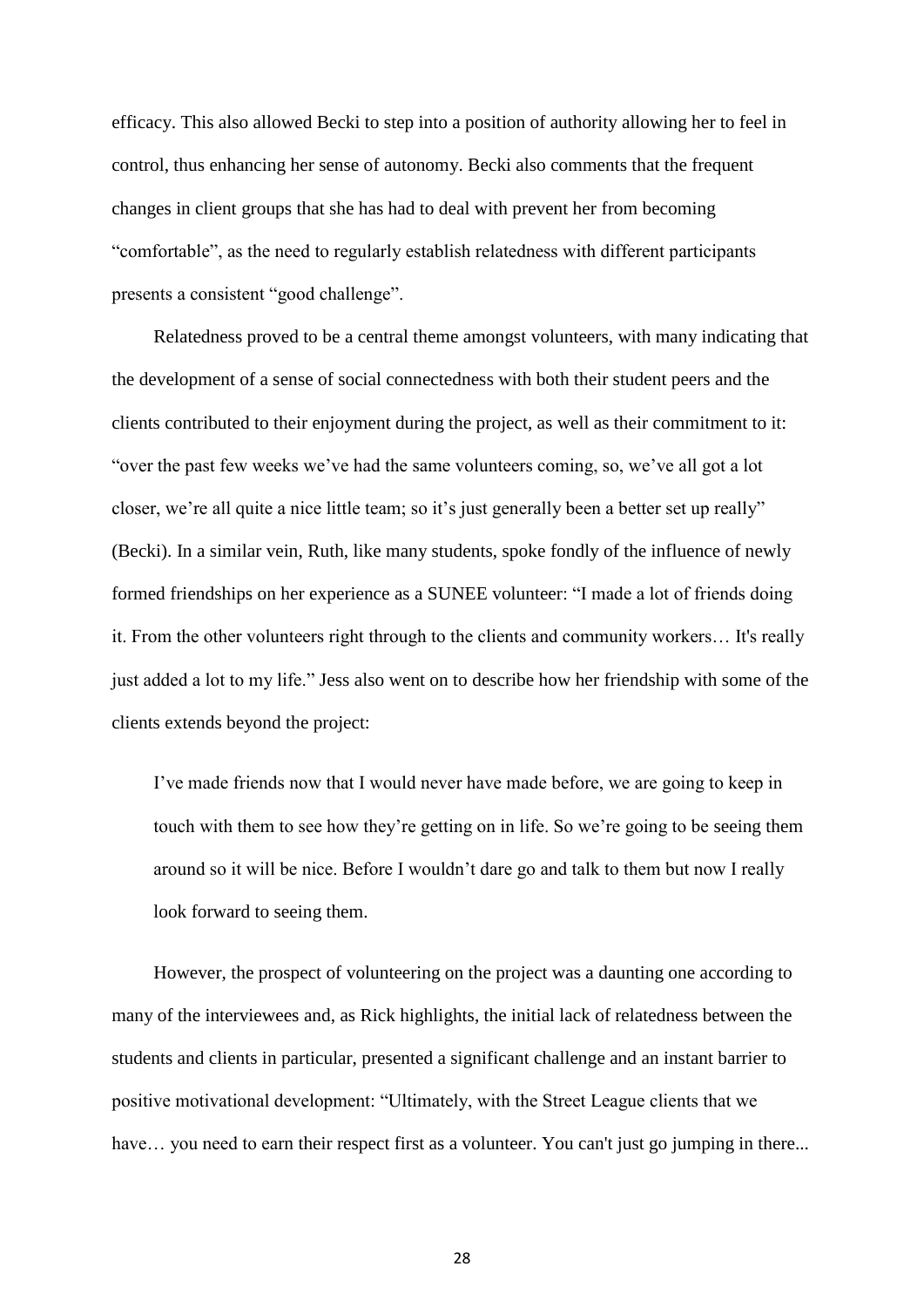efficacy. This also allowed Becki to step into a position of authority allowing her to feel in control, thus enhancing her sense of autonomy. Becki also comments that the frequent changes in client groups that she has had to deal with prevent her from becoming "comfortable", as the need to regularly establish relatedness with different participants presents a consistent "good challenge".

Relatedness proved to be a central theme amongst volunteers, with many indicating that the development of a sense of social connectedness with both their student peers and the clients contributed to their enjoyment during the project, as well as their commitment to it: "over the past few weeks we've had the same volunteers coming, so, we've all got a lot closer, we're all quite a nice little team; so it's just generally been a better set up really" (Becki). In a similar vein, Ruth, like many students, spoke fondly of the influence of newly formed friendships on her experience as a SUNEE volunteer: "I made a lot of friends doing it. From the other volunteers right through to the clients and community workers… It's really just added a lot to my life." Jess also went on to describe how her friendship with some of the clients extends beyond the project:

> I've made friends now that I would never have made before, we are going to keep in touch with them to see how they're getting on in life. So we're going to be seeing them around so it will be nice. Before I wouldn't dare go and talk to them but now I really look forward to seeing them.

However, the prospect of volunteering on the project was a daunting one according to many of the interviewees and, as Rick highlights, the initial lack of relatedness between the students and clients in particular, presented a significant challenge and an instant barrier to positive motivational development: "Ultimately, with the Street League clients that we have… you need to earn their respect first as a volunteer. You can't just go jumping in there...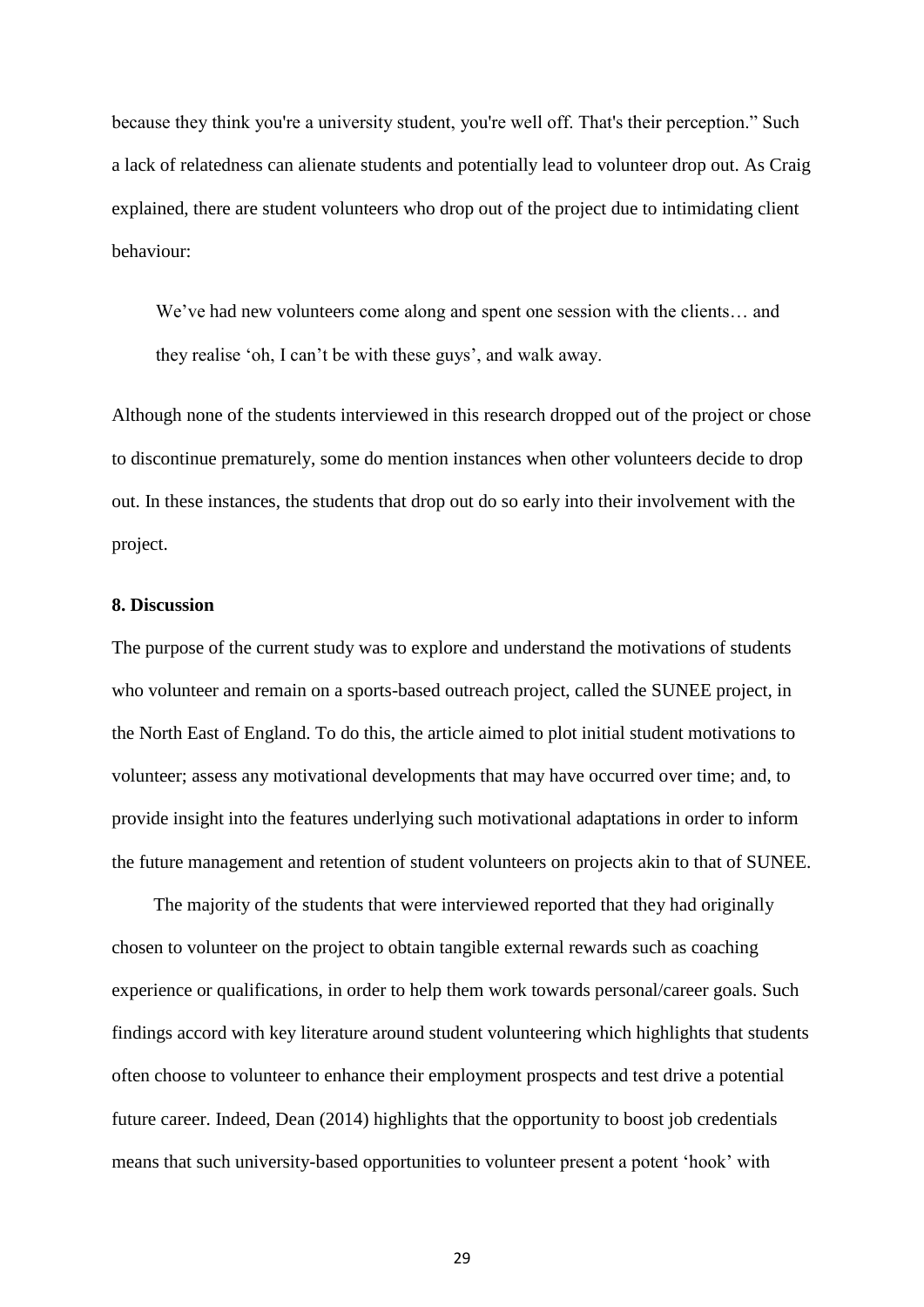because they think you're a university student, you're well off. That's their perception." Such a lack of relatedness can alienate students and potentially lead to volunteer drop out. As Craig explained, there are student volunteers who drop out of the project due to intimidating client behaviour:

> We've had new volunteers come along and spent one session with the clients… and they realise 'oh, I can't be with these guys', and walk away.

Although none of the students interviewed in this research dropped out of the project or chose to discontinue prematurely, some do mention instances when other volunteers decide to drop out. In these instances, the students that drop out do so early into their involvement with the project.

**8. Discussion**

The purpose of the current study was to explore and understand the motivations of students who volunteer and remain on a sports-based outreach project, called the SUNEE project, in the North East of England. To do this, the article aimed to plot initial student motivations to volunteer; assess any motivational developments that may have occurred over time; and, to provide insight into the features underlying such motivational adaptations in order to inform the future management and retention of student volunteers on projects akin to that of SUNEE.

The majority of the students that were interviewed reported that they had originally chosen to volunteer on the project to obtain tangible external rewards such as coaching experience or qualifications, in order to help them work towards personal/career goals. Such findings accord with key literature around student volunteering which highlights that students often choose to volunteer to enhance their employment prospects and test drive a potential future career. Indeed, Dean (2014) highlights that the opportunity to boost job credentials means that such university-based opportunities to volunteer present a potent 'hook' with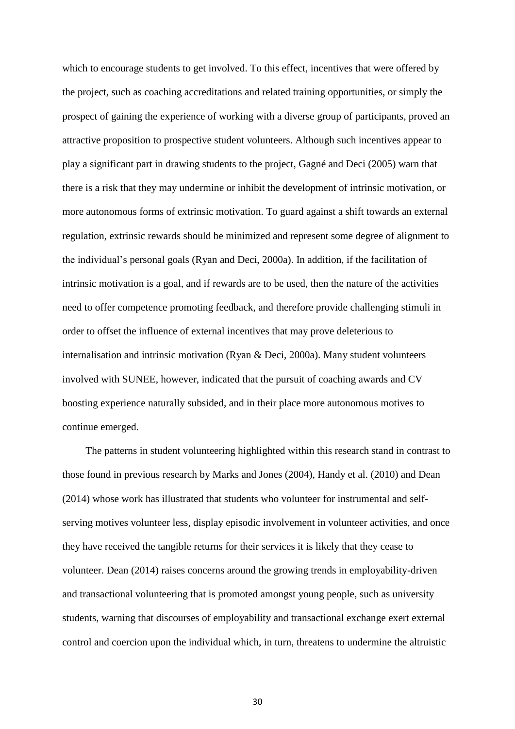which to encourage students to get involved. To this effect, incentives that were offered by the project, such as coaching accreditations and related training opportunities, or simply the prospect of gaining the experience of working with a diverse group of participants, proved an attractive proposition to prospective student volunteers. Although such incentives appear to play a significant part in drawing students to the project, Gagné and Deci (2005) warn that there is a risk that they may undermine or inhibit the development of intrinsic motivation, or more autonomous forms of extrinsic motivation. To guard against a shift towards an external regulation, extrinsic rewards should be minimized and represent some degree of alignment to the individual's personal goals (Ryan and Deci, 2000a). In addition, if the facilitation of intrinsic motivation is a goal, and if rewards are to be used, then the nature of the activities need to offer competence promoting feedback, and therefore provide challenging stimuli in order to offset the influence of external incentives that may prove deleterious to internalisation and intrinsic motivation (Ryan & Deci, 2000a). Many student volunteers involved with SUNEE, however, indicated that the pursuit of coaching awards and CV boosting experience naturally subsided, and in their place more autonomous motives to continue emerged.

The patterns in student volunteering highlighted within this research stand in contrast to those found in previous research by Marks and Jones (2004), Handy et al. (2010) and Dean (2014) whose work has illustrated that students who volunteer for instrumental and self-serving motives volunteer less, display episodic involvement in volunteer activities, and once they have received the tangible returns for their services it is likely that they cease to volunteer. Dean (2014) raises concerns around the growing trends in employability-driven and transactional volunteering that is promoted amongst young people, such as university students, warning that discourses of employability and transactional exchange exert external control and coercion upon the individual which, in turn, threatens to undermine the altruistic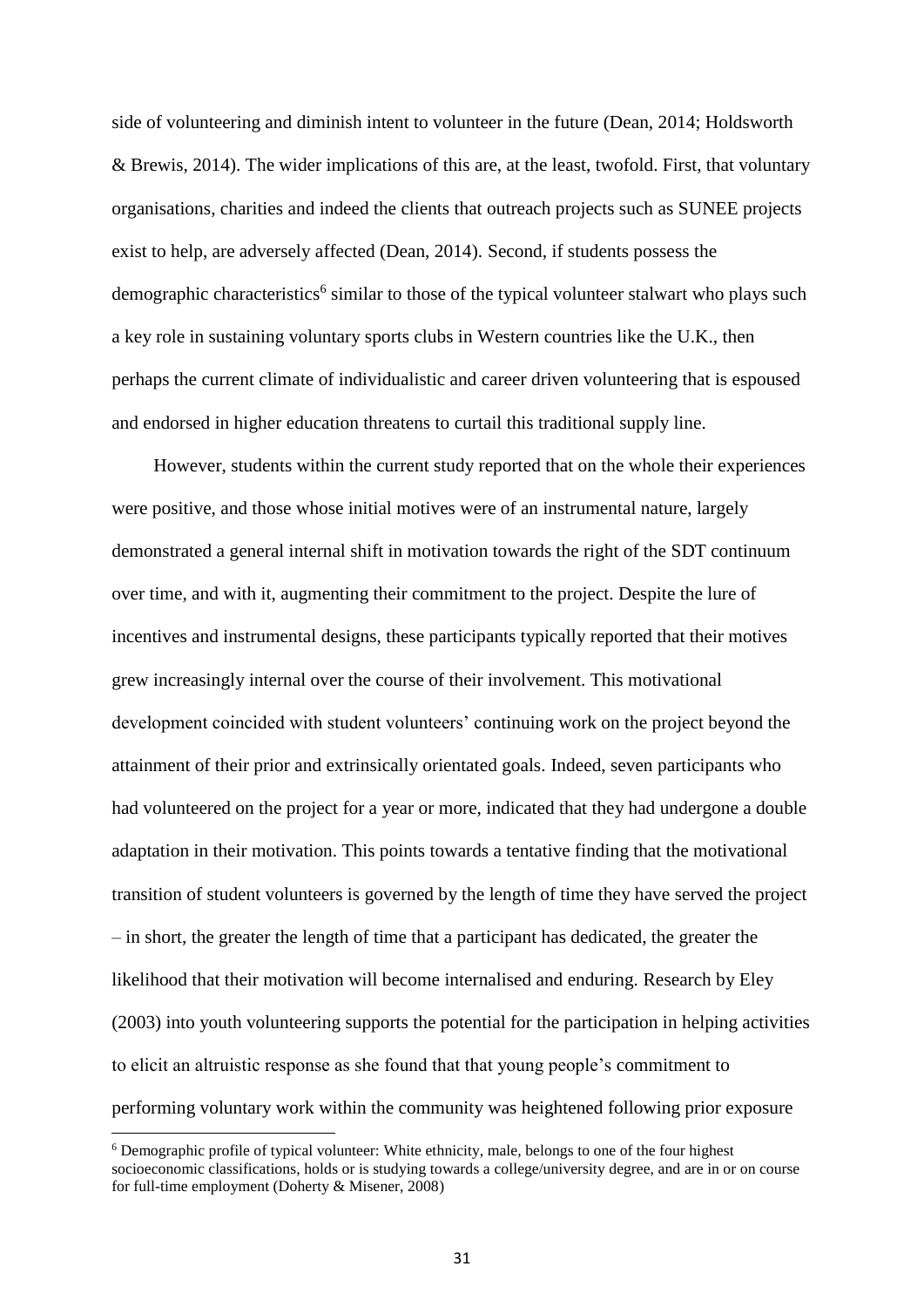side of volunteering and diminish intent to volunteer in the future (Dean, 2014; Holdsworth & Brewis, 2014). The wider implications of this are, at the least, twofold. First, that voluntary organisations, charities and indeed the clients that outreach projects such as SUNEE projects exist to help, are adversely affected (Dean, 2014). Second, if students possess the demographic characteristics[6] similar to those of the typical volunteer stalwart who plays such a key role in sustaining voluntary sports clubs in Western countries like the U.K., then perhaps the current climate of individualistic and career driven volunteering that is espoused and endorsed in higher education threatens to curtail this traditional supply line.

However, students within the current study reported that on the whole their experiences were positive, and those whose initial motives were of an instrumental nature, largely demonstrated a general internal shift in motivation towards the right of the SDT continuum over time, and with it, augmenting their commitment to the project. Despite the lure of incentives and instrumental designs, these participants typically reported that their motives grew increasingly internal over the course of their involvement. This motivational development coincided with student volunteers' continuing work on the project beyond the attainment of their prior and extrinsically orientated goals. Indeed, seven participants who had volunteered on the project for a year or more, indicated that they had undergone a double adaptation in their motivation. This points towards a tentative finding that the motivational transition of student volunteers is governed by the length of time they have served the project – in short, the greater the length of time that a participant has dedicated, the greater the likelihood that their motivation will become internalised and enduring. Research by Eley (2003) into youth volunteering supports the potential for the participation in helping activities to elicit an altruistic response as she found that that young people's commitment to performing voluntary work within the community was heightened following prior exposure

[6] Demographic profile of typical volunteer: White ethnicity, male, belongs to one of the four highest socioeconomic classifications, holds or is studying towards a college/university degree, and are in or on course for full-time employment (Doherty & Misener, 2008)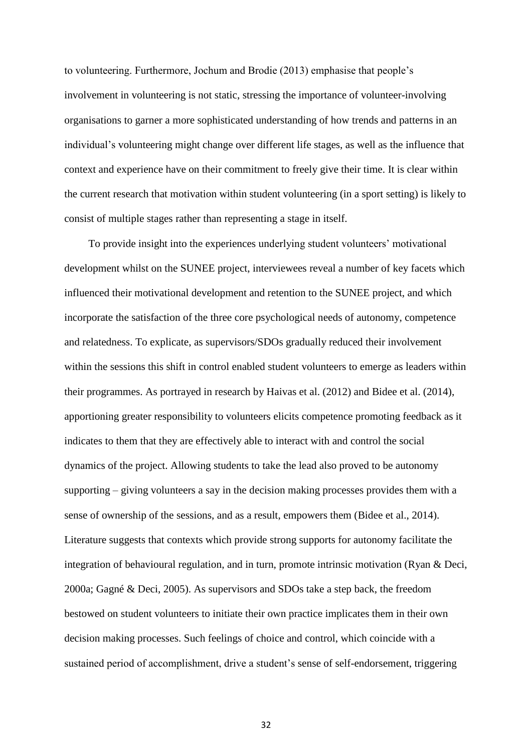to volunteering. Furthermore, Jochum and Brodie (2013) emphasise that people's involvement in volunteering is not static, stressing the importance of volunteer-involving organisations to garner a more sophisticated understanding of how trends and patterns in an individual's volunteering might change over different life stages, as well as the influence that context and experience have on their commitment to freely give their time. It is clear within the current research that motivation within student volunteering (in a sport setting) is likely to consist of multiple stages rather than representing a stage in itself.

To provide insight into the experiences underlying student volunteers' motivational development whilst on the SUNEE project, interviewees reveal a number of key facets which influenced their motivational development and retention to the SUNEE project, and which incorporate the satisfaction of the three core psychological needs of autonomy, competence and relatedness. To explicate, as supervisors/SDOs gradually reduced their involvement within the sessions this shift in control enabled student volunteers to emerge as leaders within their programmes. As portrayed in research by Haivas et al. (2012) and Bidee et al. (2014), apportioning greater responsibility to volunteers elicits competence promoting feedback as it indicates to them that they are effectively able to interact with and control the social dynamics of the project. Allowing students to take the lead also proved to be autonomy supporting – giving volunteers a say in the decision making processes provides them with a sense of ownership of the sessions, and as a result, empowers them (Bidee et al., 2014). Literature suggests that contexts which provide strong supports for autonomy facilitate the integration of behavioural regulation, and in turn, promote intrinsic motivation (Ryan & Deci, 2000a; Gagné & Deci, 2005). As supervisors and SDOs take a step back, the freedom bestowed on student volunteers to initiate their own practice implicates them in their own decision making processes. Such feelings of choice and control, which coincide with a sustained period of accomplishment, drive a student's sense of self-endorsement, triggering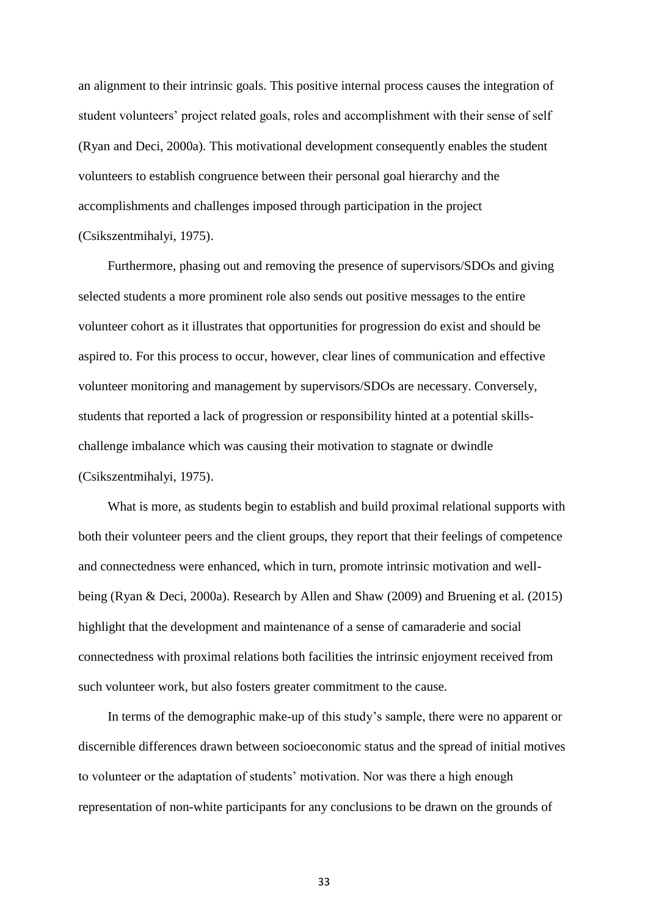an alignment to their intrinsic goals. This positive internal process causes the integration of student volunteers' project related goals, roles and accomplishment with their sense of self (Ryan and Deci, 2000a). This motivational development consequently enables the student volunteers to establish congruence between their personal goal hierarchy and the accomplishments and challenges imposed through participation in the project (Csikszentmihalyi, 1975).

Furthermore, phasing out and removing the presence of supervisors/SDOs and giving selected students a more prominent role also sends out positive messages to the entire volunteer cohort as it illustrates that opportunities for progression do exist and should be aspired to. For this process to occur, however, clear lines of communication and effective volunteer monitoring and management by supervisors/SDOs are necessary. Conversely, students that reported a lack of progression or responsibility hinted at a potential skills-challenge imbalance which was causing their motivation to stagnate or dwindle (Csikszentmihalyi, 1975).

What is more, as students begin to establish and build proximal relational supports with both their volunteer peers and the client groups, they report that their feelings of competence and connectedness were enhanced, which in turn, promote intrinsic motivation and well-being (Ryan & Deci, 2000a). Research by Allen and Shaw (2009) and Bruening et al. (2015) highlight that the development and maintenance of a sense of camaraderie and social connectedness with proximal relations both facilities the intrinsic enjoyment received from such volunteer work, but also fosters greater commitment to the cause.

In terms of the demographic make-up of this study's sample, there were no apparent or discernible differences drawn between socioeconomic status and the spread of initial motives to volunteer or the adaptation of students' motivation. Nor was there a high enough representation of non-white participants for any conclusions to be drawn on the grounds of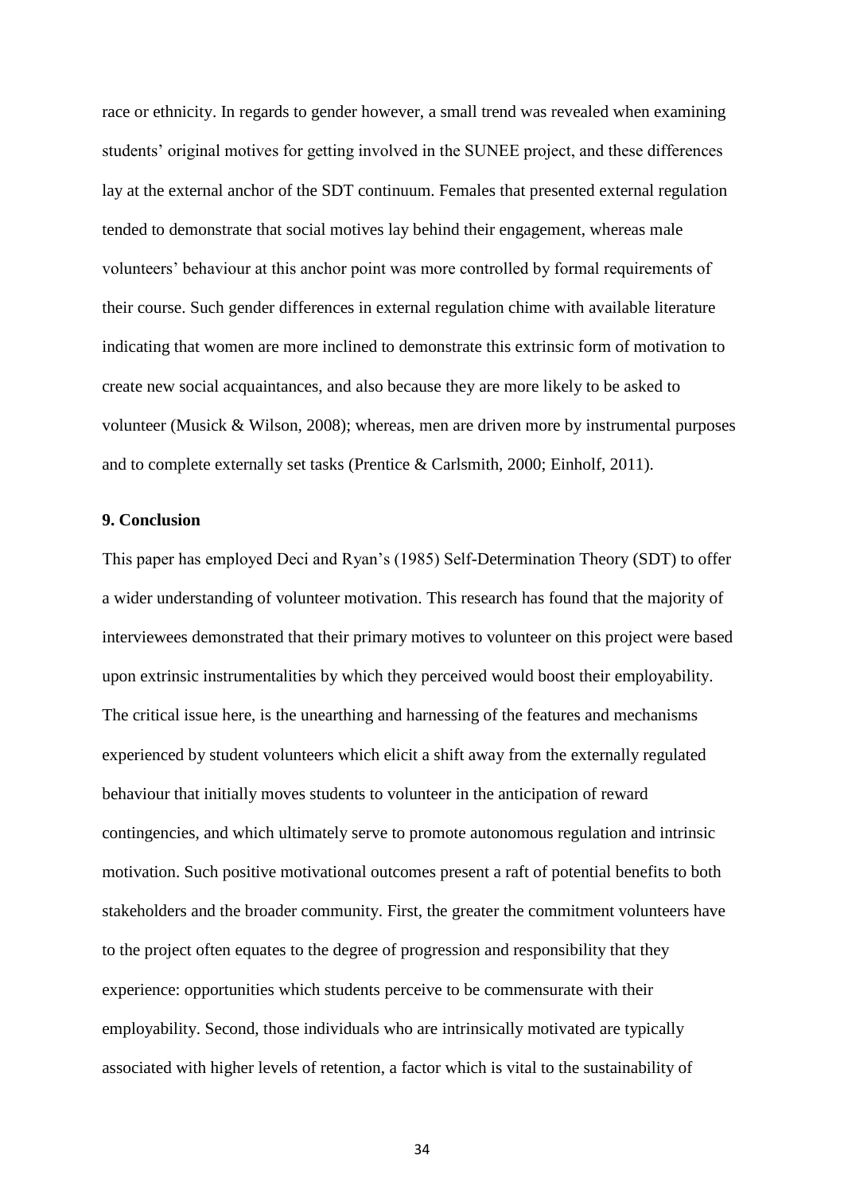race or ethnicity. In regards to gender however, a small trend was revealed when examining students' original motives for getting involved in the SUNEE project, and these differences lay at the external anchor of the SDT continuum. Females that presented external regulation tended to demonstrate that social motives lay behind their engagement, whereas male volunteers' behaviour at this anchor point was more controlled by formal requirements of their course. Such gender differences in external regulation chime with available literature indicating that women are more inclined to demonstrate this extrinsic form of motivation to create new social acquaintances, and also because they are more likely to be asked to volunteer (Musick & Wilson, 2008); whereas, men are driven more by instrumental purposes and to complete externally set tasks (Prentice & Carlsmith, 2000; Einholf, 2011).

## 9. Conclusion

This paper has employed Deci and Ryan's (1985) Self-Determination Theory (SDT) to offer a wider understanding of volunteer motivation. This research has found that the majority of interviewees demonstrated that their primary motives to volunteer on this project were based upon extrinsic instrumentalities by which they perceived would boost their employability. The critical issue here, is the unearthing and harnessing of the features and mechanisms experienced by student volunteers which elicit a shift away from the externally regulated behaviour that initially moves students to volunteer in the anticipation of reward contingencies, and which ultimately serve to promote autonomous regulation and intrinsic motivation. Such positive motivational outcomes present a raft of potential benefits to both stakeholders and the broader community. First, the greater the commitment volunteers have to the project often equates to the degree of progression and responsibility that they experience: opportunities which students perceive to be commensurate with their employability. Second, those individuals who are intrinsically motivated are typically associated with higher levels of retention, a factor which is vital to the sustainability of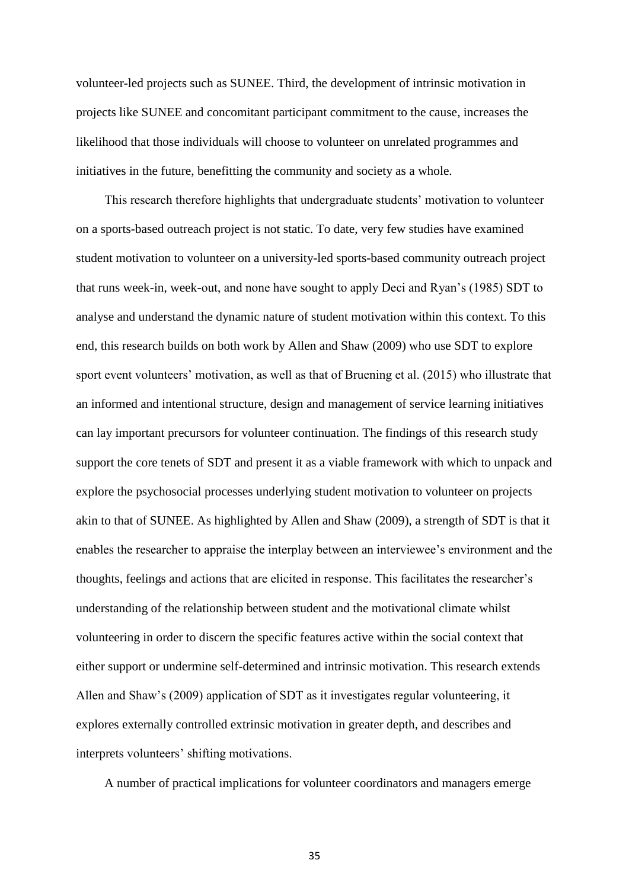volunteer-led projects such as SUNEE. Third, the development of intrinsic motivation in projects like SUNEE and concomitant participant commitment to the cause, increases the likelihood that those individuals will choose to volunteer on unrelated programmes and initiatives in the future, benefitting the community and society as a whole.

This research therefore highlights that undergraduate students' motivation to volunteer on a sports-based outreach project is not static. To date, very few studies have examined student motivation to volunteer on a university-led sports-based community outreach project that runs week-in, week-out, and none have sought to apply Deci and Ryan's (1985) SDT to analyse and understand the dynamic nature of student motivation within this context. To this end, this research builds on both work by Allen and Shaw (2009) who use SDT to explore sport event volunteers' motivation, as well as that of Bruening et al. (2015) who illustrate that an informed and intentional structure, design and management of service learning initiatives can lay important precursors for volunteer continuation. The findings of this research study support the core tenets of SDT and present it as a viable framework with which to unpack and explore the psychosocial processes underlying student motivation to volunteer on projects akin to that of SUNEE. As highlighted by Allen and Shaw (2009), a strength of SDT is that it enables the researcher to appraise the interplay between an interviewee's environment and the thoughts, feelings and actions that are elicited in response. This facilitates the researcher's understanding of the relationship between student and the motivational climate whilst volunteering in order to discern the specific features active within the social context that either support or undermine self-determined and intrinsic motivation. This research extends Allen and Shaw's (2009) application of SDT as it investigates regular volunteering, it explores externally controlled extrinsic motivation in greater depth, and describes and interprets volunteers' shifting motivations.

A number of practical implications for volunteer coordinators and managers emerge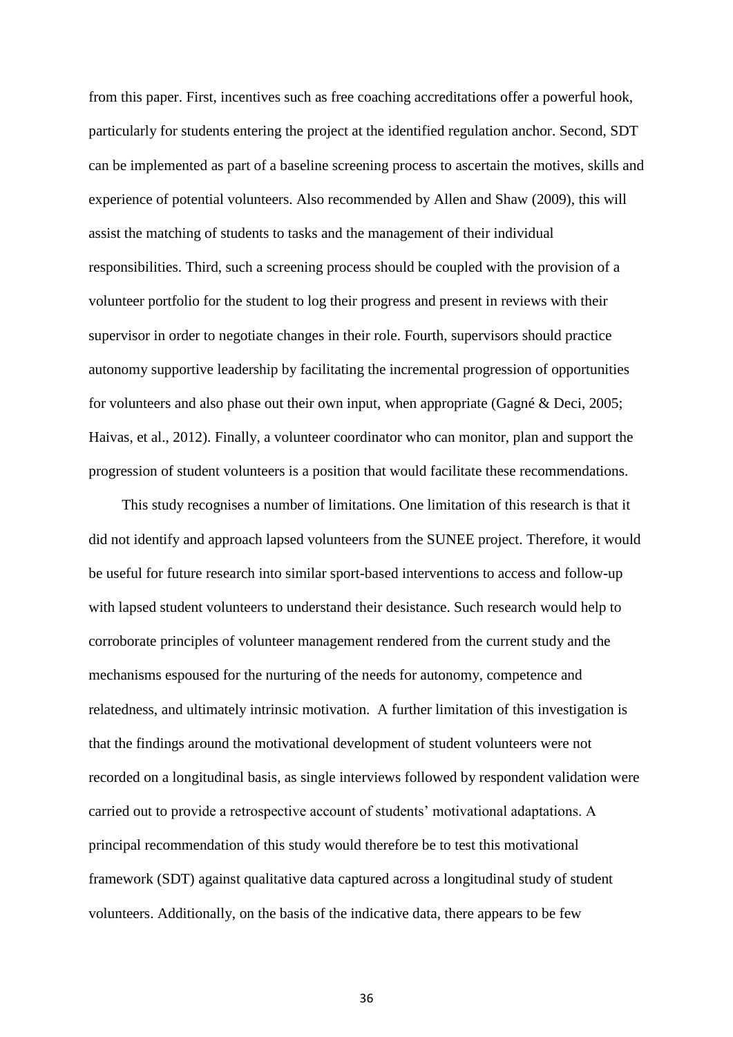from this paper. First, incentives such as free coaching accreditations offer a powerful hook, particularly for students entering the project at the identified regulation anchor. Second, SDT can be implemented as part of a baseline screening process to ascertain the motives, skills and experience of potential volunteers. Also recommended by Allen and Shaw (2009), this will assist the matching of students to tasks and the management of their individual responsibilities. Third, such a screening process should be coupled with the provision of a volunteer portfolio for the student to log their progress and present in reviews with their supervisor in order to negotiate changes in their role. Fourth, supervisors should practice autonomy supportive leadership by facilitating the incremental progression of opportunities for volunteers and also phase out their own input, when appropriate (Gagné & Deci, 2005; Haivas, et al., 2012). Finally, a volunteer coordinator who can monitor, plan and support the progression of student volunteers is a position that would facilitate these recommendations.

This study recognises a number of limitations. One limitation of this research is that it did not identify and approach lapsed volunteers from the SUNEE project. Therefore, it would be useful for future research into similar sport-based interventions to access and follow-up with lapsed student volunteers to understand their desistance. Such research would help to corroborate principles of volunteer management rendered from the current study and the mechanisms espoused for the nurturing of the needs for autonomy, competence and relatedness, and ultimately intrinsic motivation. A further limitation of this investigation is that the findings around the motivational development of student volunteers were not recorded on a longitudinal basis, as single interviews followed by respondent validation were carried out to provide a retrospective account of students' motivational adaptations. A principal recommendation of this study would therefore be to test this motivational framework (SDT) against qualitative data captured across a longitudinal study of student volunteers. Additionally, on the basis of the indicative data, there appears to be few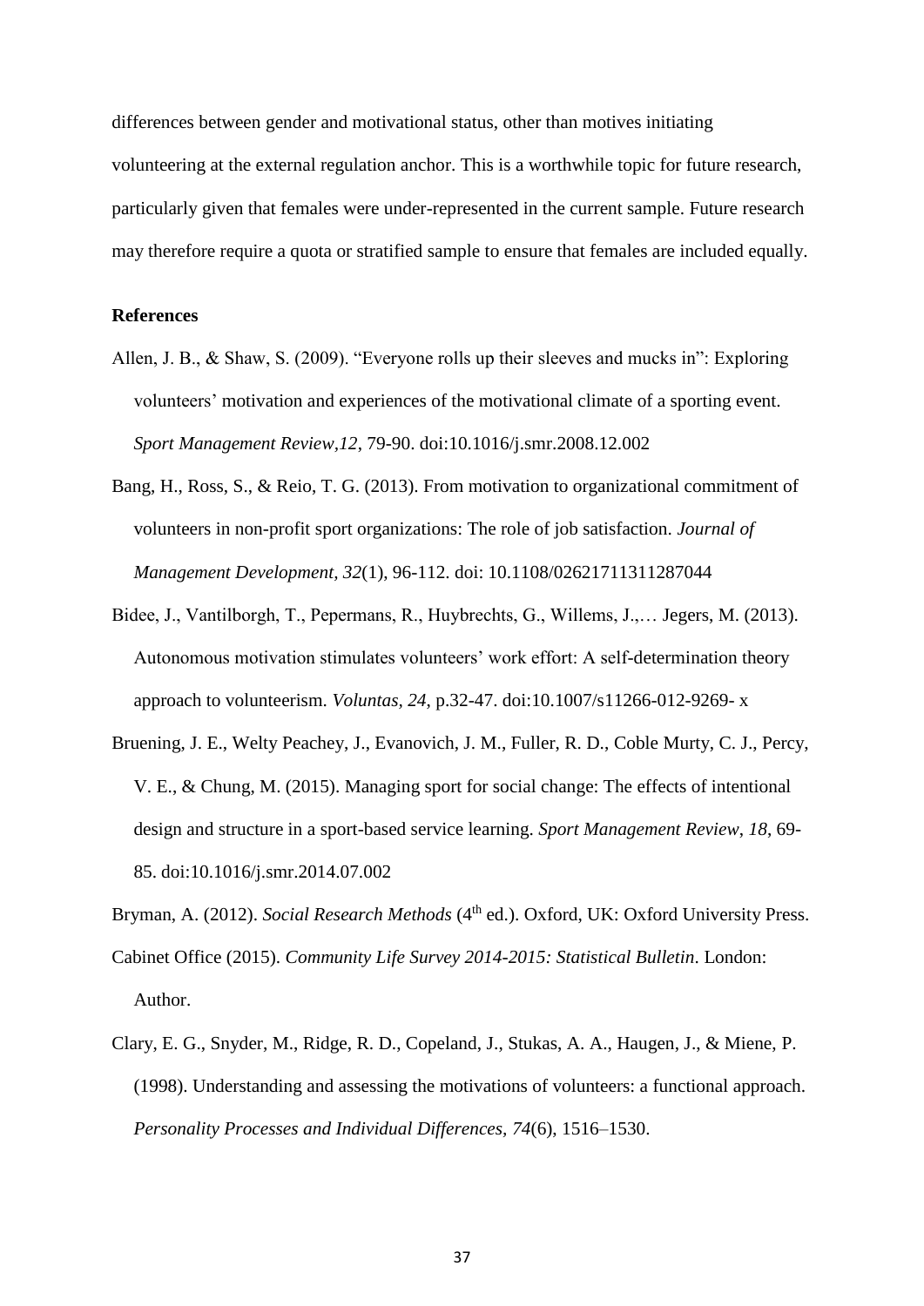differences between gender and motivational status, other than motives initiating volunteering at the external regulation anchor. This is a worthwhile topic for future research, particularly given that females were under-represented in the current sample. Future research may therefore require a quota or stratified sample to ensure that females are included equally.

## References

Allen, J. B., & Shaw, S. (2009). "Everyone rolls up their sleeves and mucks in": Exploring volunteers' motivation and experiences of the motivational climate of a sporting event. *Sport Management Review,12*, 79-90. doi:10.1016/j.smr.2008.12.002

Bang, H., Ross, S., & Reio, T. G. (2013). From motivation to organizational commitment of volunteers in non-profit sport organizations: The role of job satisfaction. *Journal of Management Development, 32*(1), 96-112. doi: 10.1108/02621711311287044

Bidee, J., Vantilborgh, T., Pepermans, R., Huybrechts, G., Willems, J.,… Jegers, M. (2013). Autonomous motivation stimulates volunteers' work effort: A self-determination theory approach to volunteerism. *Voluntas, 24*, p.32-47. doi:10.1007/s11266-012-9269- x

Bruening, J. E., Welty Peachey, J., Evanovich, J. M., Fuller, R. D., Coble Murty, C. J., Percy, V. E., & Chung, M. (2015). Managing sport for social change: The effects of intentional design and structure in a sport-based service learning. *Sport Management Review, 18*, 69-85. doi:10.1016/j.smr.2014.07.002

Bryman, A. (2012). *Social Research Methods* (4th ed.). Oxford, UK: Oxford University Press.

Cabinet Office (2015). *Community Life Survey 2014-2015: Statistical Bulletin*. London: Author.

Clary, E. G., Snyder, M., Ridge, R. D., Copeland, J., Stukas, A. A., Haugen, J., & Miene, P. (1998). Understanding and assessing the motivations of volunteers: a functional approach. *Personality Processes and Individual Differences, 74*(6), 1516–1530.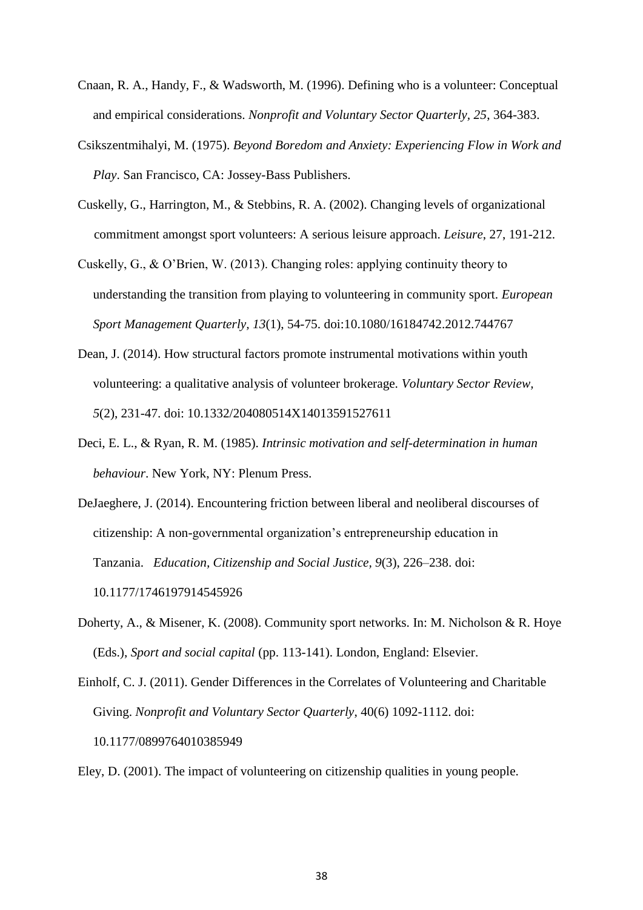Cnaan, R. A., Handy, F., & Wadsworth, M. (1996). Defining who is a volunteer: Conceptual and empirical considerations. *Nonprofit and Voluntary Sector Quarterly, 25*, 364-383.

Csikszentmihalyi, M. (1975). *Beyond Boredom and Anxiety: Experiencing Flow in Work and Play*. San Francisco, CA: Jossey-Bass Publishers.

Cuskelly, G., Harrington, M., & Stebbins, R. A. (2002). Changing levels of organizational commitment amongst sport volunteers: A serious leisure approach. *Leisure*, 27, 191-212.

Cuskelly, G., & O'Brien, W. (2013). Changing roles: applying continuity theory to understanding the transition from playing to volunteering in community sport. *European Sport Management Quarterly, 13*(1), 54-75. doi:10.1080/16184742.2012.744767

Dean, J. (2014). How structural factors promote instrumental motivations within youth volunteering: a qualitative analysis of volunteer brokerage. *Voluntary Sector Review, 5*(2), 231-47. doi: 10.1332/204080514X14013591527611

Deci, E. L., & Ryan, R. M. (1985). *Intrinsic motivation and self-determination in human behaviour*. New York, NY: Plenum Press.

DeJaeghere, J. (2014). Encountering friction between liberal and neoliberal discourses of citizenship: A non-governmental organization's entrepreneurship education in Tanzania. *Education, Citizenship and Social Justice, 9*(3), 226–238. doi: 10.1177/1746197914545926

Doherty, A., & Misener, K. (2008). Community sport networks. In: M. Nicholson & R. Hoye (Eds.), *Sport and social capital* (pp. 113-141). London, England: Elsevier.

Einholf, C. J. (2011). Gender Differences in the Correlates of Volunteering and Charitable Giving. *Nonprofit and Voluntary Sector Quarterly*, 40(6) 1092-1112. doi: 10.1177/0899764010385949

Eley, D. (2001). The impact of volunteering on citizenship qualities in young people.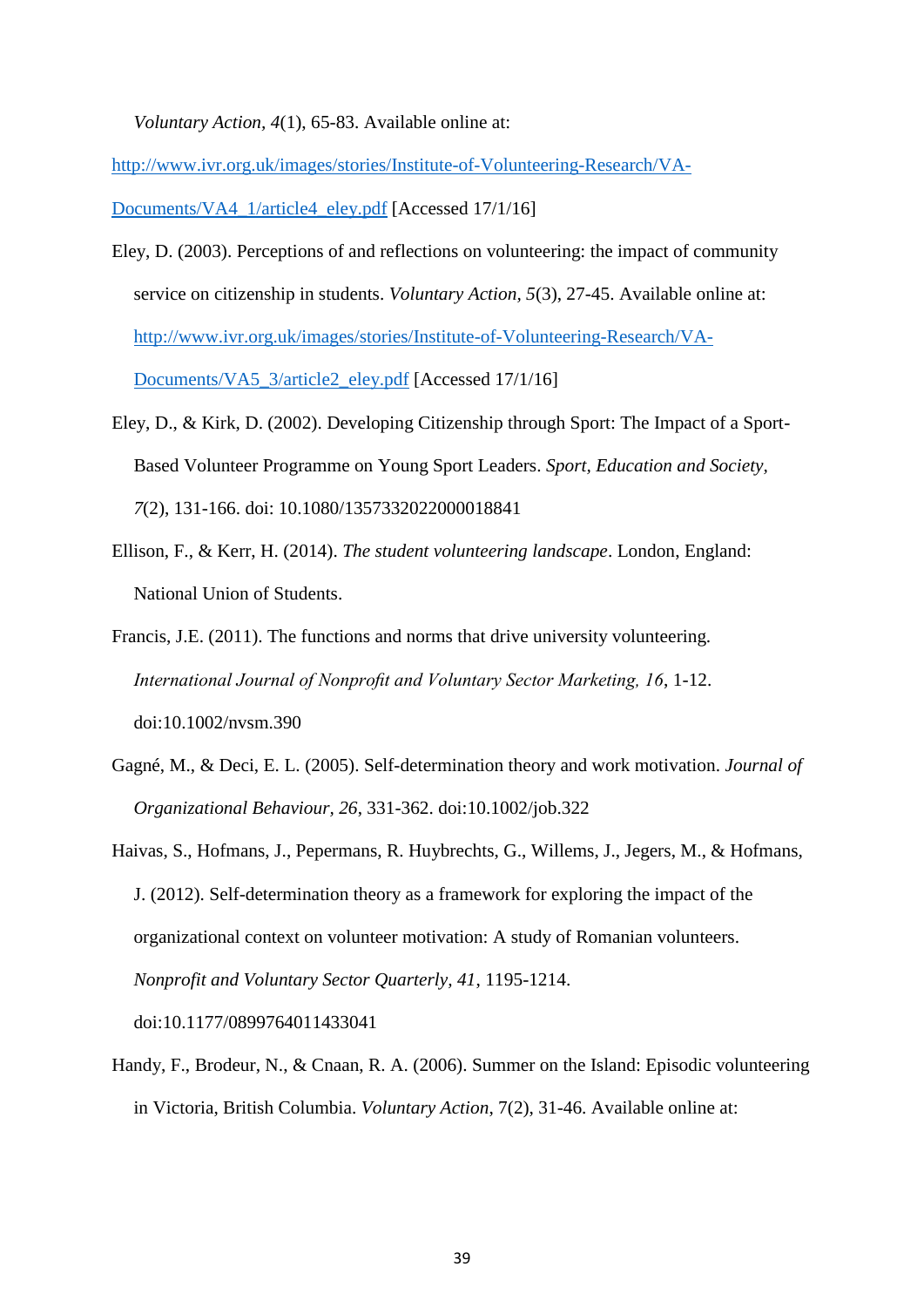*Voluntary Action*, *4*(1), 65-83. Available online at: http://www.ivr.org.uk/images/stories/Institute-of-Volunteering-Research/VA-Documents/VA4_1/article4_eley.pdf [Accessed 17/1/16]

Eley, D. (2003). Perceptions of and reflections on volunteering: the impact of community service on citizenship in students. *Voluntary Action, 5*(3), 27-45. Available online at: http://www.ivr.org.uk/images/stories/Institute-of-Volunteering-Research/VA-Documents/VA5_3/article2_eley.pdf [Accessed 17/1/16]

Eley, D., & Kirk, D. (2002). Developing Citizenship through Sport: The Impact of a Sport-Based Volunteer Programme on Young Sport Leaders. *Sport, Education and Society, 7*(2), 131-166. doi: 10.1080/1357332022000018841

Ellison, F., & Kerr, H. (2014). *The student volunteering landscape*. London, England: National Union of Students.

Francis, J.E. (2011). The functions and norms that drive university volunteering. *International Journal of Nonprofit and Voluntary Sector Marketing, 16*, 1-12. doi:10.1002/nvsm.390

Gagné, M., & Deci, E. L. (2005). Self-determination theory and work motivation. *Journal of Organizational Behaviour, 26*, 331-362. doi:10.1002/job.322

Haivas, S., Hofmans, J., Pepermans, R. Huybrechts, G., Willems, J., Jegers, M., & Hofmans, J. (2012). Self-determination theory as a framework for exploring the impact of the organizational context on volunteer motivation: A study of Romanian volunteers. *Nonprofit and Voluntary Sector Quarterly, 41*, 1195-1214. doi:10.1177/0899764011433041

Handy, F., Brodeur, N., & Cnaan, R. A. (2006). Summer on the Island: Episodic volunteering in Victoria, British Columbia. *Voluntary Action*, 7(2), 31-46. Available online at: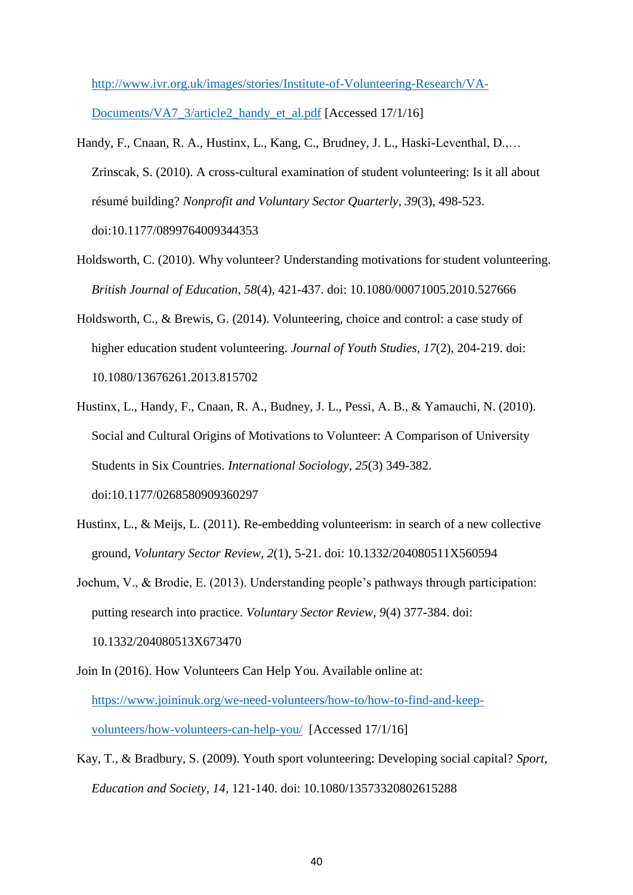http://www.ivr.org.uk/images/stories/Institute-of-Volunteering-Research/VA-Documents/VA7_3/article2_handy_et_al.pdf [Accessed 17/1/16]

Handy, F., Cnaan, R. A., Hustinx, L., Kang, C., Brudney, J. L., Haski-Leventhal, D.,… Zrinscak, S. (2010). A cross-cultural examination of student volunteering: Is it all about résumé building? *Nonprofit and Voluntary Sector Quarterly*, *39*(3), 498-523. doi:10.1177/0899764009344353

Holdsworth, C. (2010). Why volunteer? Understanding motivations for student volunteering. *British Journal of Education, 58*(4), 421-437. doi: 10.1080/00071005.2010.527666

Holdsworth, C., & Brewis, G. (2014). Volunteering, choice and control: a case study of higher education student volunteering. *Journal of Youth Studies, 17*(2), 204-219. doi: 10.1080/13676261.2013.815702

Hustinx, L., Handy, F., Cnaan, R. A., Budney, J. L., Pessi, A. B., & Yamauchi, N. (2010). Social and Cultural Origins of Motivations to Volunteer: A Comparison of University Students in Six Countries. *International Sociology*, *25*(3) 349-382. doi:10.1177/0268580909360297

Hustinx, L., & Meijs, L. (2011). Re-embedding volunteerism: in search of a new collective ground, *Voluntary Sector Review, 2*(1), 5-21. doi: 10.1332/204080511X560594

Jochum, V., & Brodie, E. (2013). Understanding people's pathways through participation: putting research into practice. *Voluntary Sector Review, 9*(4) 377-384. doi: 10.1332/204080513X673470

Join In (2016). How Volunteers Can Help You. Available online at: https://www.joininuk.org/we-need-volunteers/how-to/how-to-find-and-keep-volunteers/how-volunteers-can-help-you/ [Accessed 17/1/16]

Kay, T., & Bradbury, S. (2009). Youth sport volunteering: Developing social capital? *Sport, Education and Society, 14*, 121-140. doi: 10.1080/13573320802615288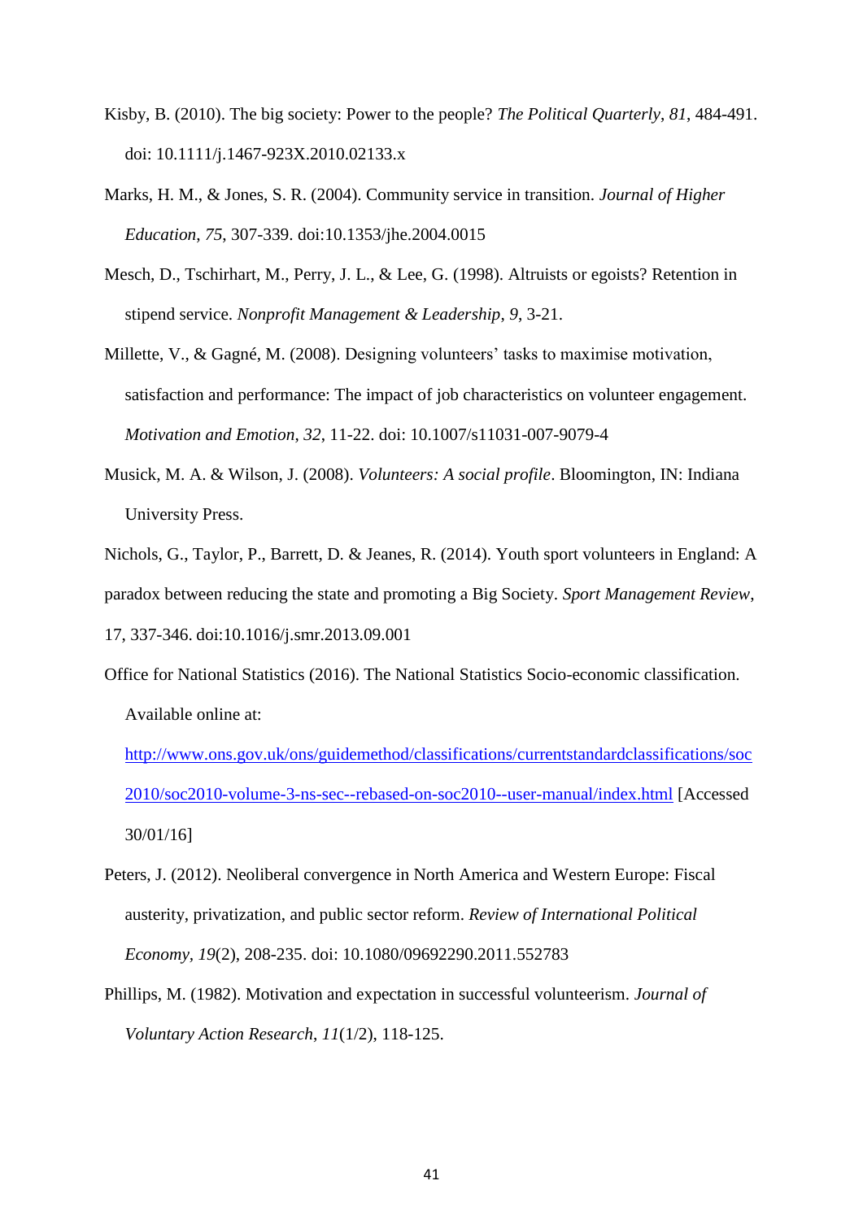Kisby, B. (2010). The big society: Power to the people? *The Political Quarterly*, *81*, 484-491. doi: 10.1111/j.1467-923X.2010.02133.x

Marks, H. M., & Jones, S. R. (2004). Community service in transition. *Journal of Higher Education*, *75*, 307-339. doi:10.1353/jhe.2004.0015

Mesch, D., Tschirhart, M., Perry, J. L., & Lee, G. (1998). Altruists or egoists? Retention in stipend service. *Nonprofit Management & Leadership*, *9*, 3-21.

Millette, V., & Gagné, M. (2008). Designing volunteers' tasks to maximise motivation, satisfaction and performance: The impact of job characteristics on volunteer engagement. *Motivation and Emotion*, *32*, 11-22. doi: 10.1007/s11031-007-9079-4

Musick, M. A. & Wilson, J. (2008). *Volunteers: A social profile*. Bloomington, IN: Indiana University Press.

Nichols, G., Taylor, P., Barrett, D. & Jeanes, R. (2014). Youth sport volunteers in England: A paradox between reducing the state and promoting a Big Society. *Sport Management Review*, 17, 337-346. doi:10.1016/j.smr.2013.09.001

Office for National Statistics (2016). The National Statistics Socio-economic classification. Available online at: [http://www.ons.gov.uk/ons/guidemethod/classifications/currentstandardclassifications/soc2010/soc2010-volume-3-ns-sec--rebased-on-soc2010--user-manual/index.html](http://www.ons.gov.uk/ons/guidemethod/classifications/currentstandardclassifications/soc2010/soc2010-volume-3-ns-sec--rebased-on-soc2010--user-manual/index.html) [Accessed 30/01/16]

Peters, J. (2012). Neoliberal convergence in North America and Western Europe: Fiscal austerity, privatization, and public sector reform. *Review of International Political Economy*, *19*(2), 208-235. doi: 10.1080/09692290.2011.552783

Phillips, M. (1982). Motivation and expectation in successful volunteerism. *Journal of Voluntary Action Research*, *11*(1/2), 118-125.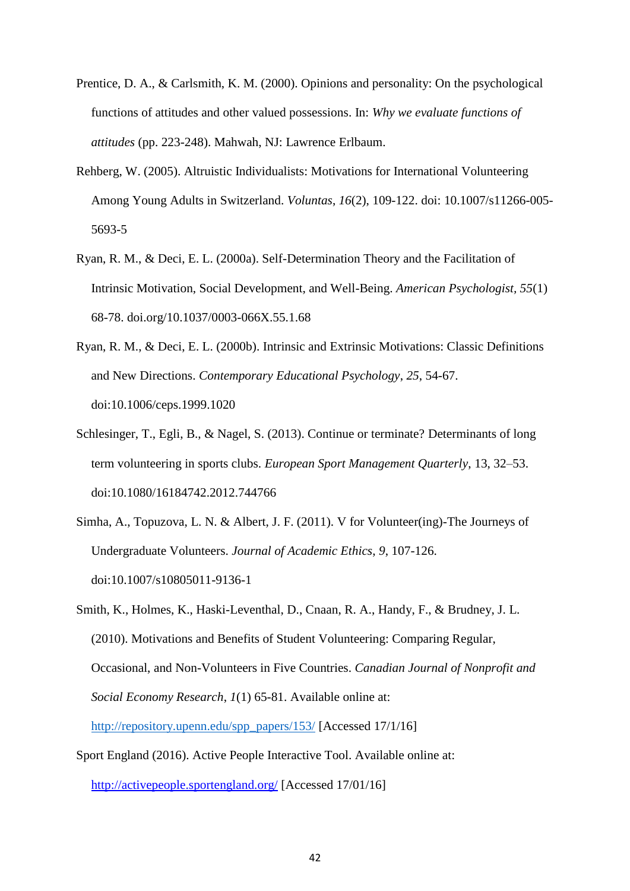Prentice, D. A., & Carlsmith, K. M. (2000). Opinions and personality: On the psychological functions of attitudes and other valued possessions. In: *Why we evaluate functions of attitudes* (pp. 223-248). Mahwah, NJ: Lawrence Erlbaum.

Rehberg, W. (2005). Altruistic Individualists: Motivations for International Volunteering Among Young Adults in Switzerland. *Voluntas*, *16*(2), 109-122. doi: 10.1007/s11266-005-5693-5

Ryan, R. M., & Deci, E. L. (2000a). Self-Determination Theory and the Facilitation of Intrinsic Motivation, Social Development, and Well-Being. *American Psychologist, 55*(1) 68-78. doi.org/10.1037/0003-066X.55.1.68

Ryan, R. M., & Deci, E. L. (2000b). Intrinsic and Extrinsic Motivations: Classic Definitions and New Directions. *Contemporary Educational Psychology*, *25*, 54-67. doi:10.1006/ceps.1999.1020

Schlesinger, T., Egli, B., & Nagel, S. (2013). Continue or terminate? Determinants of long term volunteering in sports clubs. *European Sport Management Quarterly*, 13, 32–53. doi:10.1080/16184742.2012.744766

Simha, A., Topuzova, L. N. & Albert, J. F. (2011). V for Volunteer(ing)-The Journeys of Undergraduate Volunteers. *Journal of Academic Ethics*, *9*, 107-126. doi:10.1007/s10805011-9136-1

Smith, K., Holmes, K., Haski-Leventhal, D., Cnaan, R. A., Handy, F., & Brudney, J. L. (2010). Motivations and Benefits of Student Volunteering: Comparing Regular, Occasional, and Non-Volunteers in Five Countries. *Canadian Journal of Nonprofit and Social Economy Research*, *1*(1) 65-81. Available online at: http://repository.upenn.edu/spp_papers/153/ [Accessed 17/1/16]

Sport England (2016). Active People Interactive Tool. Available online at: http://activepeople.sportengland.org/ [Accessed 17/01/16]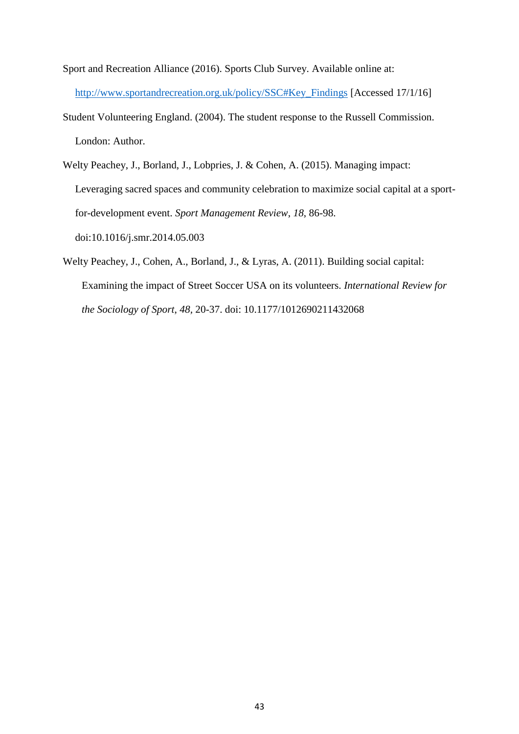Sport and Recreation Alliance (2016). Sports Club Survey. Available online at: http://www.sportandrecreation.org.uk/policy/SSC#Key_Findings [Accessed 17/1/16]

Student Volunteering England. (2004). The student response to the Russell Commission. London: Author.

Welty Peachey, J., Borland, J., Lobpries, J. & Cohen, A. (2015). Managing impact: Leveraging sacred spaces and community celebration to maximize social capital at a sport-for-development event. *Sport Management Review*, *18*, 86-98. doi:10.1016/j.smr.2014.05.003

Welty Peachey, J., Cohen, A., Borland, J., & Lyras, A. (2011). Building social capital: Examining the impact of Street Soccer USA on its volunteers. *International Review for the Sociology of Sport*, *48*, 20-37. doi: 10.1177/1012690211432068